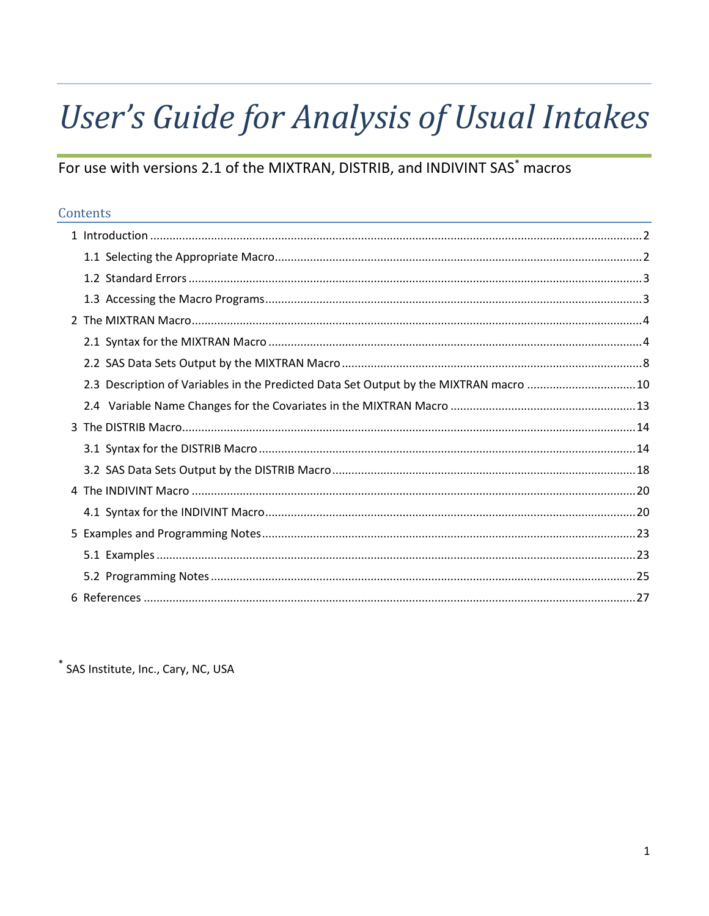# User's Guide for Analysis of Usual Intakes

For use with versions 2.1 of the MIXTRAN, DISTRIB, and INDIVINT SAS* macros

## Contents

- 1 Introduction ..... 2
  - 1.1 Selecting the Appropriate Macro ..... 2
  - 1.2 Standard Errors ..... 3
  - 1.3 Accessing the Macro Programs ..... 3
- 2 The MIXTRAN Macro ..... 4
  - 2.1 Syntax for the MIXTRAN Macro ..... 4
  - 2.2 SAS Data Sets Output by the MIXTRAN Macro ..... 8
  - 2.3 Description of Variables in the Predicted Data Set Output by the MIXTRAN macro ..... 10
  - 2.4 Variable Name Changes for the Covariates in the MIXTRAN Macro ..... 13
- 3 The DISTRIB Macro ..... 14
  - 3.1 Syntax for the DISTRIB Macro ..... 14
  - 3.2 SAS Data Sets Output by the DISTRIB Macro ..... 18
- 4 The INDIVINT Macro ..... 20
  - 4.1 Syntax for the INDIVINT Macro ..... 20
- 5 Examples and Programming Notes ..... 23
  - 5.1 Examples ..... 23
  - 5.2 Programming Notes ..... 25
- 6 References ..... 27

* SAS Institute, Inc., Cary, NC, USA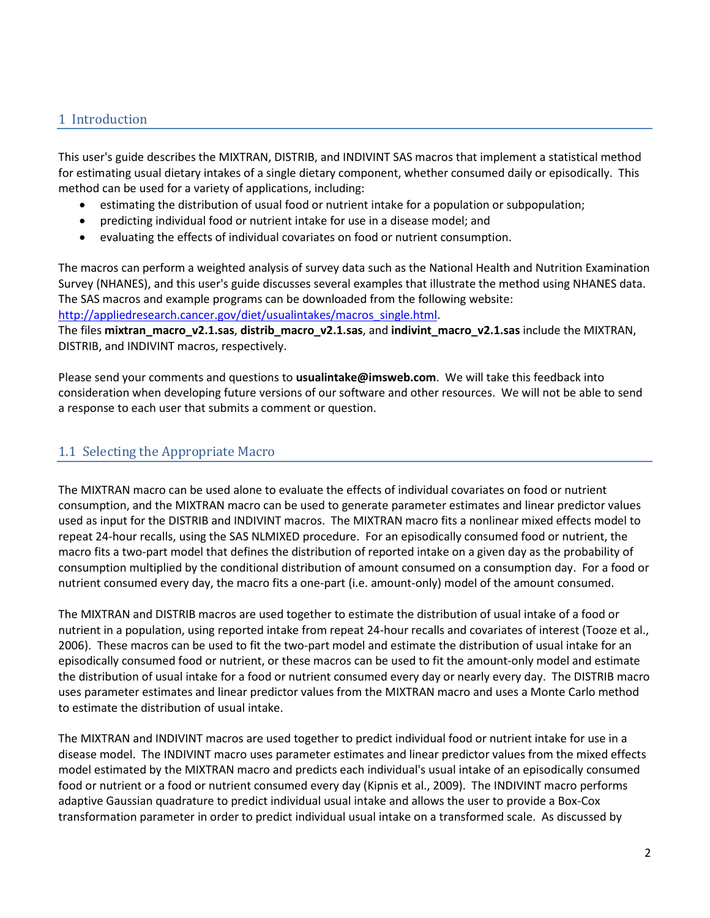## 1 Introduction

This user's guide describes the MIXTRAN, DISTRIB, and INDIVINT SAS macros that implement a statistical method for estimating usual dietary intakes of a single dietary component, whether consumed daily or episodically. This method can be used for a variety of applications, including:

- estimating the distribution of usual food or nutrient intake for a population or subpopulation;
- predicting individual food or nutrient intake for use in a disease model; and
- evaluating the effects of individual covariates on food or nutrient consumption.

The macros can perform a weighted analysis of survey data such as the National Health and Nutrition Examination Survey (NHANES), and this user's guide discusses several examples that illustrate the method using NHANES data. The SAS macros and example programs can be downloaded from the following website: [http://appliedresearch.cancer.gov/diet/usualintakes/macros_single.html](http://appliedresearch.cancer.gov/diet/usualintakes/macros_single.html).
The files **mixtran_macro_v2.1.sas**, **distrib_macro_v2.1.sas**, and **indivint_macro_v2.1.sas** include the MIXTRAN, DISTRIB, and INDIVINT macros, respectively.

Please send your comments and questions to **usualintake@imsweb.com**. We will take this feedback into consideration when developing future versions of our software and other resources. We will not be able to send a response to each user that submits a comment or question.

### 1.1 Selecting the Appropriate Macro

The MIXTRAN macro can be used alone to evaluate the effects of individual covariates on food or nutrient consumption, and the MIXTRAN macro can be used to generate parameter estimates and linear predictor values used as input for the DISTRIB and INDIVINT macros. The MIXTRAN macro fits a nonlinear mixed effects model to repeat 24-hour recalls, using the SAS NLMIXED procedure. For an episodically consumed food or nutrient, the macro fits a two-part model that defines the distribution of reported intake on a given day as the probability of consumption multiplied by the conditional distribution of amount consumed on a consumption day. For a food or nutrient consumed every day, the macro fits a one-part (i.e. amount-only) model of the amount consumed.

The MIXTRAN and DISTRIB macros are used together to estimate the distribution of usual intake of a food or nutrient in a population, using reported intake from repeat 24-hour recalls and covariates of interest (Tooze et al., 2006). These macros can be used to fit the two-part model and estimate the distribution of usual intake for an episodically consumed food or nutrient, or these macros can be used to fit the amount-only model and estimate the distribution of usual intake for a food or nutrient consumed every day or nearly every day. The DISTRIB macro uses parameter estimates and linear predictor values from the MIXTRAN macro and uses a Monte Carlo method to estimate the distribution of usual intake.

The MIXTRAN and INDIVINT macros are used together to predict individual food or nutrient intake for use in a disease model. The INDIVINT macro uses parameter estimates and linear predictor values from the mixed effects model estimated by the MIXTRAN macro and predicts each individual's usual intake of an episodically consumed food or nutrient or a food or nutrient consumed every day (Kipnis et al., 2009). The INDIVINT macro performs adaptive Gaussian quadrature to predict individual usual intake and allows the user to provide a Box-Cox transformation parameter in order to predict individual usual intake on a transformed scale. As discussed by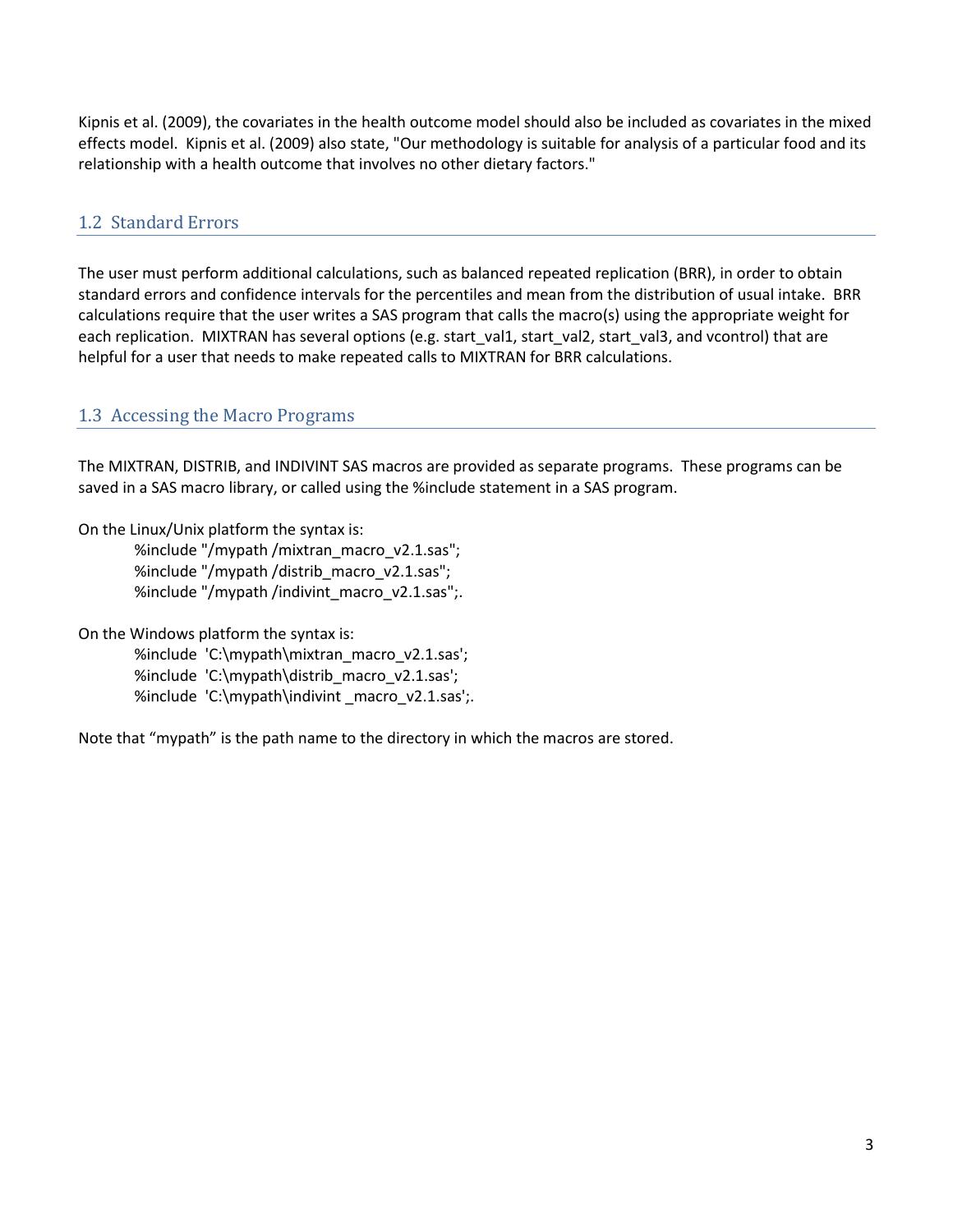Kipnis et al. (2009), the covariates in the health outcome model should also be included as covariates in the mixed effects model. Kipnis et al. (2009) also state, "Our methodology is suitable for analysis of a particular food and its relationship with a health outcome that involves no other dietary factors."

## 1.2 Standard Errors

The user must perform additional calculations, such as balanced repeated replication (BRR), in order to obtain standard errors and confidence intervals for the percentiles and mean from the distribution of usual intake. BRR calculations require that the user writes a SAS program that calls the macro(s) using the appropriate weight for each replication. MIXTRAN has several options (e.g. start_val1, start_val2, start_val3, and vcontrol) that are helpful for a user that needs to make repeated calls to MIXTRAN for BRR calculations.

## 1.3 Accessing the Macro Programs

The MIXTRAN, DISTRIB, and INDIVINT SAS macros are provided as separate programs. These programs can be saved in a SAS macro library, or called using the %include statement in a SAS program.

On the Linux/Unix platform the syntax is:

```
%include "/mypath /mixtran_macro_v2.1.sas";
%include "/mypath /distrib_macro_v2.1.sas";
%include "/mypath /indivint_macro_v2.1.sas";.
```

On the Windows platform the syntax is:

```
%include 'C:\mypath\mixtran_macro_v2.1.sas';
%include 'C:\mypath\distrib_macro_v2.1.sas';
%include 'C:\mypath\indivint _macro_v2.1.sas';.
```

Note that “mypath” is the path name to the directory in which the macros are stored.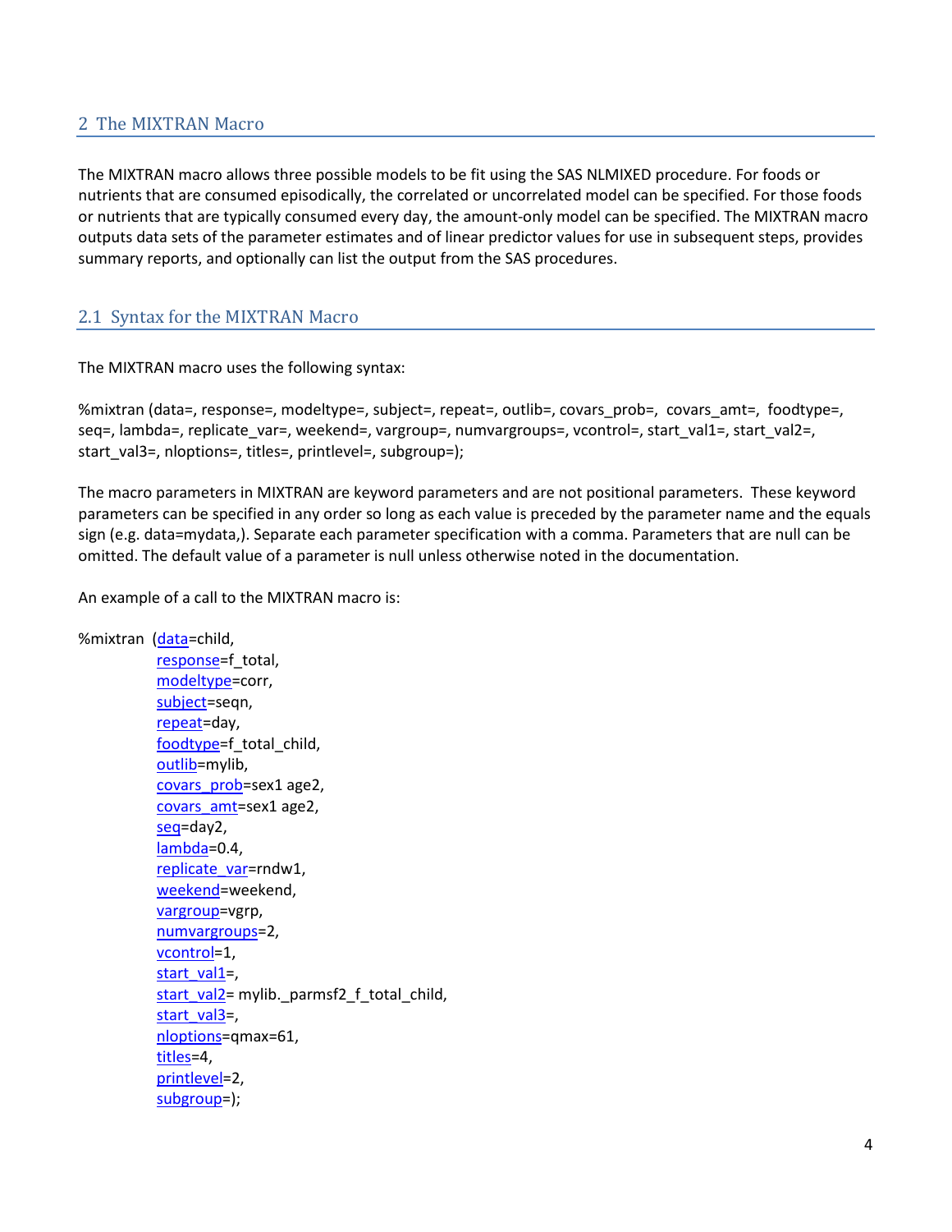## 2 The MIXTRAN Macro

The MIXTRAN macro allows three possible models to be fit using the SAS NLMIXED procedure. For foods or nutrients that are consumed episodically, the correlated or uncorrelated model can be specified. For those foods or nutrients that are typically consumed every day, the amount-only model can be specified. The MIXTRAN macro outputs data sets of the parameter estimates and of linear predictor values for use in subsequent steps, provides summary reports, and optionally can list the output from the SAS procedures.

### 2.1 Syntax for the MIXTRAN Macro

The MIXTRAN macro uses the following syntax:

%mixtran (data=, response=, modeltype=, subject=, repeat=, outlib=, covars_prob=, covars_amt=, foodtype=, seq=, lambda=, replicate_var=, weekend=, vargroup=, numvargroups=, vcontrol=, start_val1=, start_val2=, start_val3=, nloptions=, titles=, printlevel=, subgroup=);

The macro parameters in MIXTRAN are keyword parameters and are not positional parameters. These keyword parameters can be specified in any order so long as each value is preceded by the parameter name and the equals sign (e.g. data=mydata,). Separate each parameter specification with a comma. Parameters that are null can be omitted. The default value of a parameter is null unless otherwise noted in the documentation.

An example of a call to the MIXTRAN macro is:

```
%mixtran  (data=child,
           response=f_total,
           modeltype=corr,
           subject=seqn,
           repeat=day,
           foodtype=f_total_child,
           outlib=mylib,
           covars_prob=sex1 age2,
           covars_amt=sex1 age2,
           seq=day2,
           lambda=0.4,
           replicate_var=rndw1,
           weekend=weekend,
           vargroup=vgrp,
           numvargroups=2,
           vcontrol=1,
           start_val1=,
           start_val2= mylib._parmsf2_f_total_child,
           start_val3=,
           nloptions=qmax=61,
           titles=4,
           printlevel=2,
           subgroup=);
```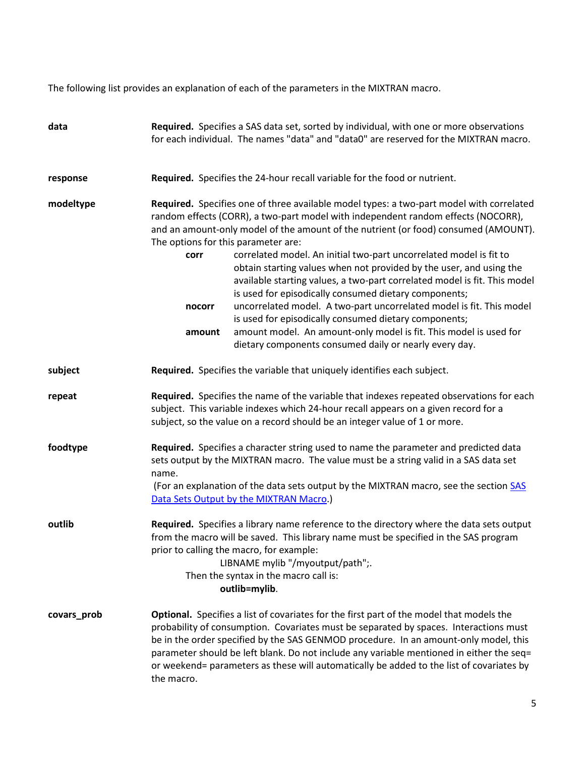The following list provides an explanation of each of the parameters in the MIXTRAN macro.

**data** — **Required.** Specifies a SAS data set, sorted by individual, with one or more observations for each individual. The names "data" and "data0" are reserved for the MIXTRAN macro.

**response** — **Required.** Specifies the 24-hour recall variable for the food or nutrient.

**modeltype** — **Required.** Specifies one of three available model types: a two-part model with correlated random effects (CORR), a two-part model with independent random effects (NOCORR), and an amount-only model of the amount of the nutrient (or food) consumed (AMOUNT). The options for this parameter are:

- **corr** — correlated model. An initial two-part uncorrelated model is fit to obtain starting values when not provided by the user, and using the available starting values, a two-part correlated model is fit. This model is used for episodically consumed dietary components;
- **nocorr** — uncorrelated model. A two-part uncorrelated model is fit. This model is used for episodically consumed dietary components;
- **amount** — amount model. An amount-only model is fit. This model is used for dietary components consumed daily or nearly every day.

**subject** — **Required.** Specifies the variable that uniquely identifies each subject.

**repeat** — **Required.** Specifies the name of the variable that indexes repeated observations for each subject. This variable indexes which 24-hour recall appears on a given record for a subject, so the value on a record should be an integer value of 1 or more.

**foodtype** — **Required.** Specifies a character string used to name the parameter and predicted data sets output by the MIXTRAN macro. The value must be a string valid in a SAS data set name.
(For an explanation of the data sets output by the MIXTRAN macro, see the section SAS Data Sets Output by the MIXTRAN Macro.)

**outlib** — **Required.** Specifies a library name reference to the directory where the data sets output from the macro will be saved. This library name must be specified in the SAS program prior to calling the macro, for example:

```
LIBNAME mylib "/myoutput/path";.
```

Then the syntax in the macro call is:

**outlib=mylib**.

**covars_prob** — **Optional.** Specifies a list of covariates for the first part of the model that models the probability of consumption. Covariates must be separated by spaces. Interactions must be in the order specified by the SAS GENMOD procedure. In an amount-only model, this parameter should be left blank. Do not include any variable mentioned in either the seq= or weekend= parameters as these will automatically be added to the list of covariates by the macro.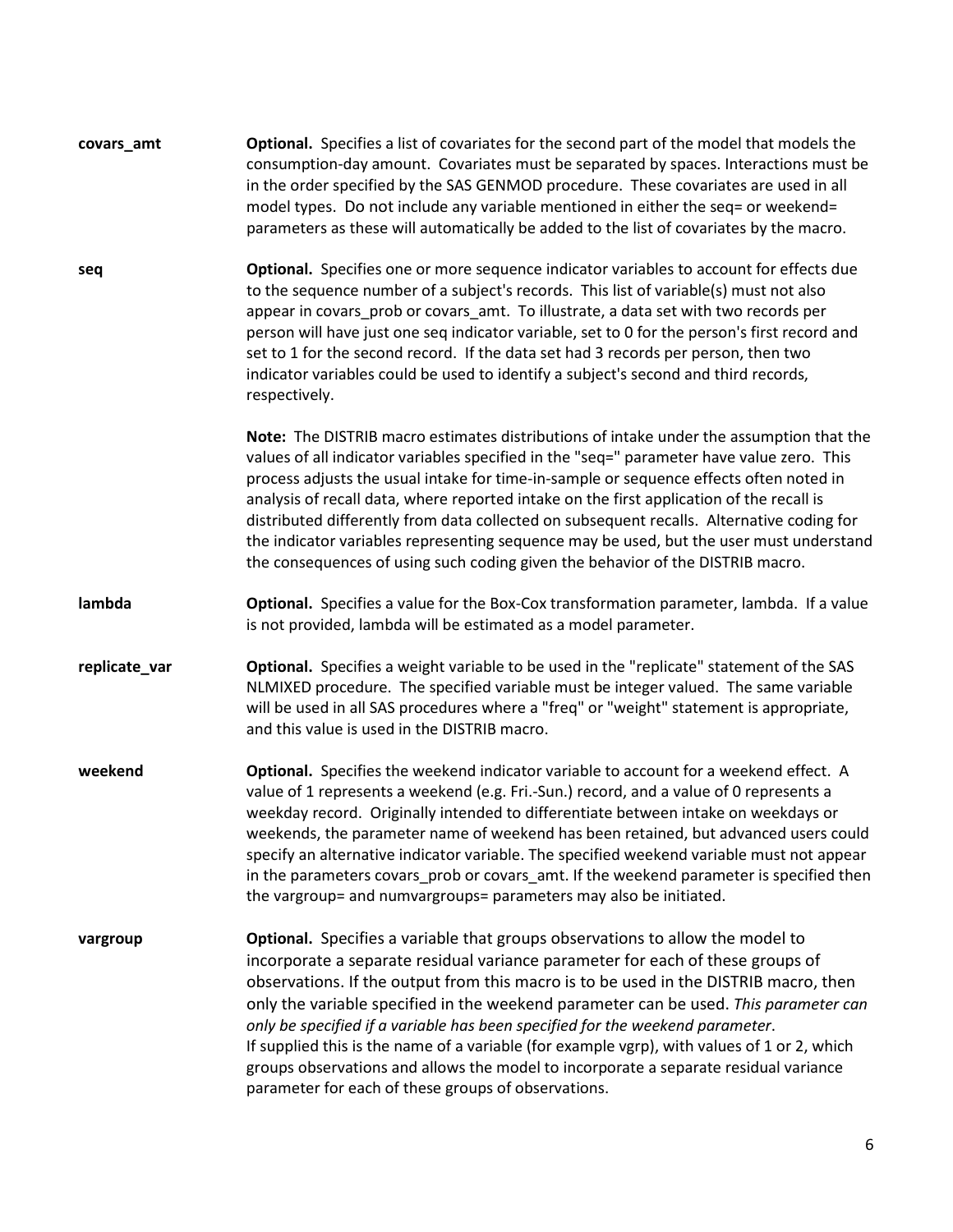**covars_amt** **Optional.** Specifies a list of covariates for the second part of the model that models the consumption-day amount. Covariates must be separated by spaces. Interactions must be in the order specified by the SAS GENMOD procedure. These covariates are used in all model types. Do not include any variable mentioned in either the seq= or weekend= parameters as these will automatically be added to the list of covariates by the macro.

**seq** **Optional.** Specifies one or more sequence indicator variables to account for effects due to the sequence number of a subject's records. This list of variable(s) must not also appear in covars_prob or covars_amt. To illustrate, a data set with two records per person will have just one seq indicator variable, set to 0 for the person's first record and set to 1 for the second record. If the data set had 3 records per person, then two indicator variables could be used to identify a subject's second and third records, respectively.

**Note:** The DISTRIB macro estimates distributions of intake under the assumption that the values of all indicator variables specified in the "seq=" parameter have value zero. This process adjusts the usual intake for time-in-sample or sequence effects often noted in analysis of recall data, where reported intake on the first application of the recall is distributed differently from data collected on subsequent recalls. Alternative coding for the indicator variables representing sequence may be used, but the user must understand the consequences of using such coding given the behavior of the DISTRIB macro.

**lambda** **Optional.** Specifies a value for the Box-Cox transformation parameter, lambda. If a value is not provided, lambda will be estimated as a model parameter.

**replicate_var** **Optional.** Specifies a weight variable to be used in the "replicate" statement of the SAS NLMIXED procedure. The specified variable must be integer valued. The same variable will be used in all SAS procedures where a "freq" or "weight" statement is appropriate, and this value is used in the DISTRIB macro.

**weekend** **Optional.** Specifies the weekend indicator variable to account for a weekend effect. A value of 1 represents a weekend (e.g. Fri.-Sun.) record, and a value of 0 represents a weekday record. Originally intended to differentiate between intake on weekdays or weekends, the parameter name of weekend has been retained, but advanced users could specify an alternative indicator variable. The specified weekend variable must not appear in the parameters covars_prob or covars_amt. If the weekend parameter is specified then the vargroup= and numvargroups= parameters may also be initiated.

**vargroup** **Optional.** Specifies a variable that groups observations to allow the model to incorporate a separate residual variance parameter for each of these groups of observations. If the output from this macro is to be used in the DISTRIB macro, then only the variable specified in the weekend parameter can be used. *This parameter can only be specified if a variable has been specified for the weekend parameter*.
If supplied this is the name of a variable (for example vgrp), with values of 1 or 2, which groups observations and allows the model to incorporate a separate residual variance parameter for each of these groups of observations.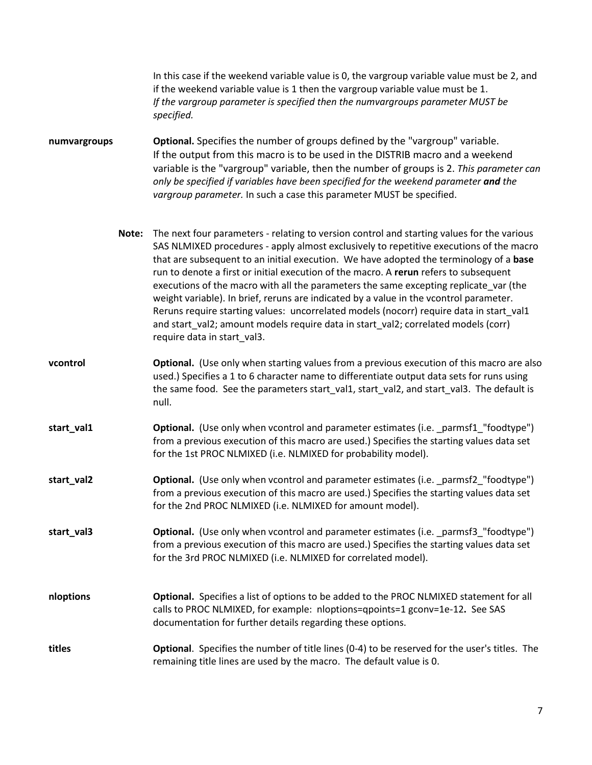In this case if the weekend variable value is 0, the vargroup variable value must be 2, and if the weekend variable value is 1 then the vargroup variable value must be 1.
*If the vargroup parameter is specified then the numvargroups parameter MUST be specified.*

**numvargroups** — **Optional.** Specifies the number of groups defined by the "vargroup" variable. If the output from this macro is to be used in the DISTRIB macro and a weekend variable is the "vargroup" variable, then the number of groups is 2. *This parameter can only be specified if variables have been specified for the weekend parameter **and** the vargroup parameter.* In such a case this parameter MUST be specified.

**Note:** The next four parameters - relating to version control and starting values for the various SAS NLMIXED procedures - apply almost exclusively to repetitive executions of the macro that are subsequent to an initial execution. We have adopted the terminology of a **base** run to denote a first or initial execution of the macro. A **rerun** refers to subsequent executions of the macro with all the parameters the same excepting replicate_var (the weight variable). In brief, reruns are indicated by a value in the vcontrol parameter. Reruns require starting values: uncorrelated models (nocorr) require data in start_val1 and start_val2; amount models require data in start_val2; correlated models (corr) require data in start_val3.

**vcontrol** — **Optional.** (Use only when starting values from a previous execution of this macro are also used.) Specifies a 1 to 6 character name to differentiate output data sets for runs using the same food. See the parameters start_val1, start_val2, and start_val3. The default is null.

**start_val1** — **Optional.** (Use only when vcontrol and parameter estimates (i.e. _parmsf1_"foodtype") from a previous execution of this macro are used.) Specifies the starting values data set for the 1st PROC NLMIXED (i.e. NLMIXED for probability model).

**start_val2** — **Optional.** (Use only when vcontrol and parameter estimates (i.e. _parmsf2_"foodtype") from a previous execution of this macro are used.) Specifies the starting values data set for the 2nd PROC NLMIXED (i.e. NLMIXED for amount model).

**start_val3** — **Optional.** (Use only when vcontrol and parameter estimates (i.e. _parmsf3_"foodtype") from a previous execution of this macro are used.) Specifies the starting values data set for the 3rd PROC NLMIXED (i.e. NLMIXED for correlated model).

**nloptions** — **Optional.** Specifies a list of options to be added to the PROC NLMIXED statement for all calls to PROC NLMIXED, for example: nloptions=qpoints=1 gconv=1e-12**.** See SAS documentation for further details regarding these options.

**titles** — **Optional**. Specifies the number of title lines (0-4) to be reserved for the user's titles. The remaining title lines are used by the macro. The default value is 0.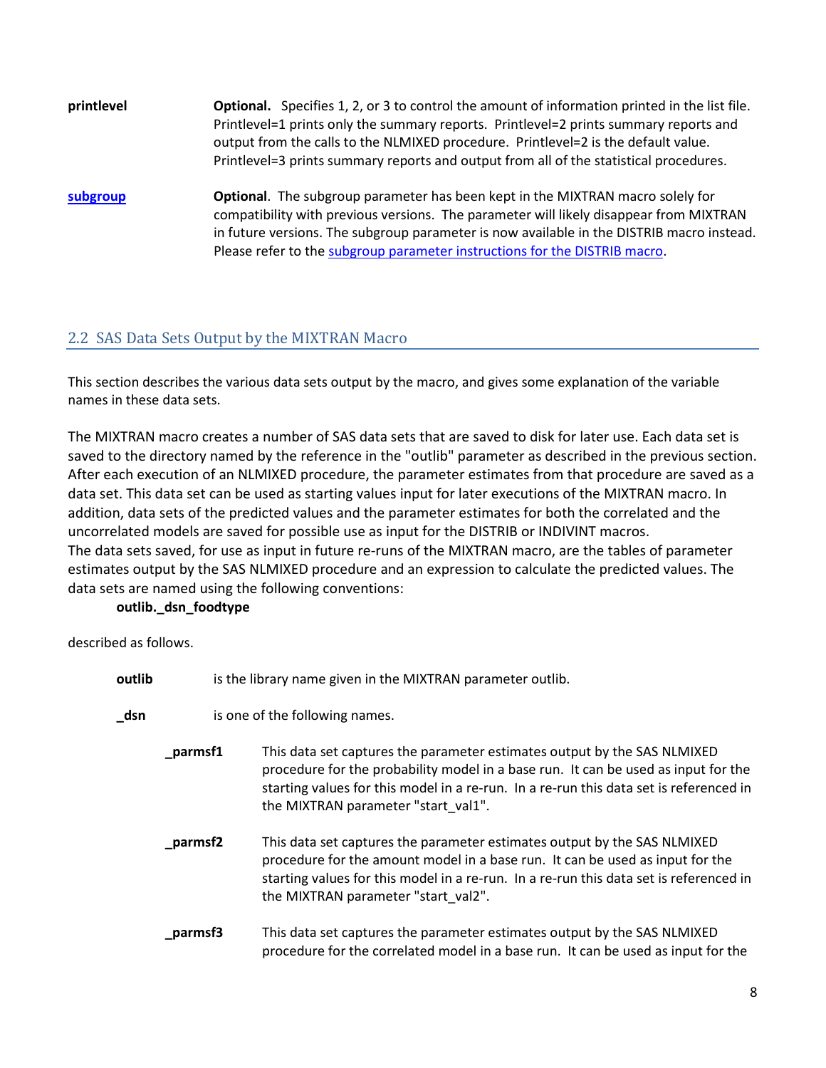**printlevel** **Optional.** Specifies 1, 2, or 3 to control the amount of information printed in the list file. Printlevel=1 prints only the summary reports. Printlevel=2 prints summary reports and output from the calls to the NLMIXED procedure. Printlevel=2 is the default value. Printlevel=3 prints summary reports and output from all of the statistical procedures.

[**subgroup**](#) **Optional**. The subgroup parameter has been kept in the MIXTRAN macro solely for compatibility with previous versions. The parameter will likely disappear from MIXTRAN in future versions. The subgroup parameter is now available in the DISTRIB macro instead. Please refer to the [subgroup parameter instructions for the DISTRIB macro](#).

## 2.2 SAS Data Sets Output by the MIXTRAN Macro

This section describes the various data sets output by the macro, and gives some explanation of the variable names in these data sets.

The MIXTRAN macro creates a number of SAS data sets that are saved to disk for later use. Each data set is saved to the directory named by the reference in the "outlib" parameter as described in the previous section. After each execution of an NLMIXED procedure, the parameter estimates from that procedure are saved as a data set. This data set can be used as starting values input for later executions of the MIXTRAN macro. In addition, data sets of the predicted values and the parameter estimates for both the correlated and the uncorrelated models are saved for possible use as input for the DISTRIB or INDIVINT macros.
The data sets saved, for use as input in future re-runs of the MIXTRAN macro, are the tables of parameter estimates output by the SAS NLMIXED procedure and an expression to calculate the predicted values. The data sets are named using the following conventions:

**outlib._dsn_foodtype**

described as follows.

**outlib** is the library name given in the MIXTRAN parameter outlib.

**_dsn** is one of the following names.

**_parmsf1** This data set captures the parameter estimates output by the SAS NLMIXED procedure for the probability model in a base run. It can be used as input for the starting values for this model in a re-run. In a re-run this data set is referenced in the MIXTRAN parameter "start_val1".

**_parmsf2** This data set captures the parameter estimates output by the SAS NLMIXED procedure for the amount model in a base run. It can be used as input for the starting values for this model in a re-run. In a re-run this data set is referenced in the MIXTRAN parameter "start_val2".

**_parmsf3** This data set captures the parameter estimates output by the SAS NLMIXED procedure for the correlated model in a base run. It can be used as input for the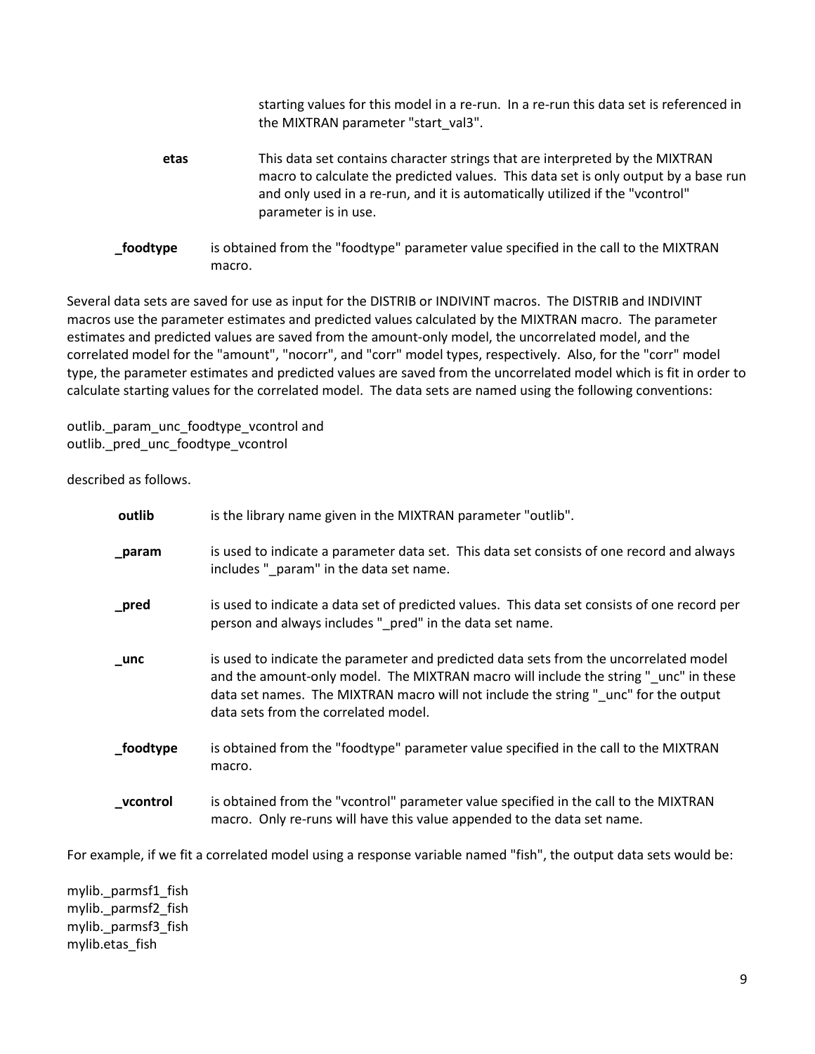starting values for this model in a re-run. In a re-run this data set is referenced in the MIXTRAN parameter "start_val3".

**etas** This data set contains character strings that are interpreted by the MIXTRAN macro to calculate the predicted values. This data set is only output by a base run and only used in a re-run, and it is automatically utilized if the "vcontrol" parameter is in use.

**_foodtype** is obtained from the "foodtype" parameter value specified in the call to the MIXTRAN macro.

Several data sets are saved for use as input for the DISTRIB or INDIVINT macros. The DISTRIB and INDIVINT macros use the parameter estimates and predicted values calculated by the MIXTRAN macro. The parameter estimates and predicted values are saved from the amount-only model, the uncorrelated model, and the correlated model for the "amount", "nocorr", and "corr" model types, respectively. Also, for the "corr" model type, the parameter estimates and predicted values are saved from the uncorrelated model which is fit in order to calculate starting values for the correlated model. The data sets are named using the following conventions:

outlib._param_unc_foodtype_vcontrol and
outlib._pred_unc_foodtype_vcontrol

described as follows.

**outlib** is the library name given in the MIXTRAN parameter "outlib".

**_param** is used to indicate a parameter data set. This data set consists of one record and always includes "_param" in the data set name.

**_pred** is used to indicate a data set of predicted values. This data set consists of one record per person and always includes "_pred" in the data set name.

**_unc** is used to indicate the parameter and predicted data sets from the uncorrelated model and the amount-only model. The MIXTRAN macro will include the string "_unc" in these data set names. The MIXTRAN macro will not include the string "_unc" for the output data sets from the correlated model.

**_foodtype** is obtained from the "foodtype" parameter value specified in the call to the MIXTRAN macro.

**_vcontrol** is obtained from the "vcontrol" parameter value specified in the call to the MIXTRAN macro. Only re-runs will have this value appended to the data set name.

For example, if we fit a correlated model using a response variable named "fish", the output data sets would be:

mylib._parmsf1_fish
mylib._parmsf2_fish
mylib._parmsf3_fish
mylib.etas_fish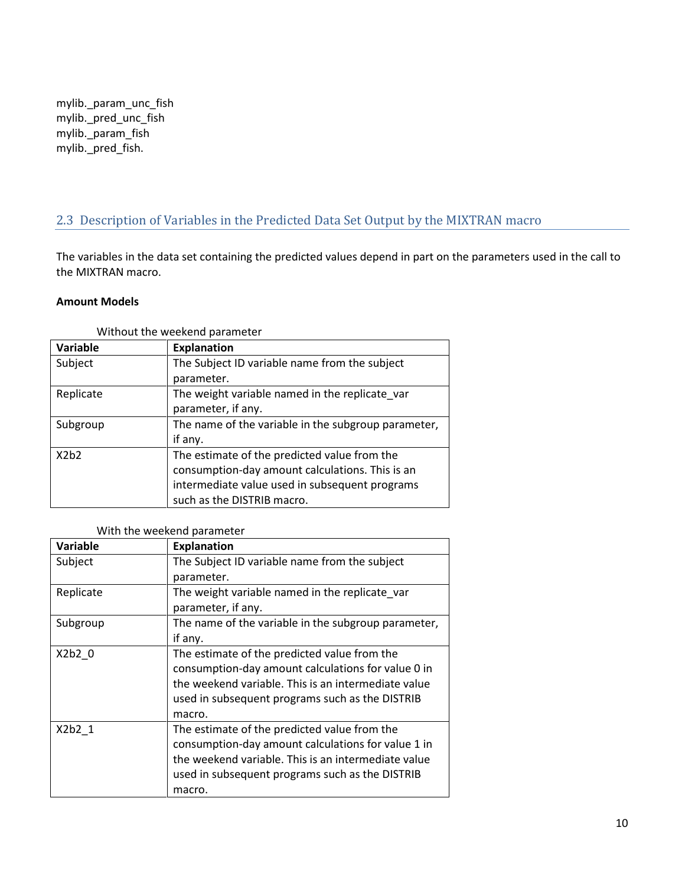mylib._param_unc_fish
mylib._pred_unc_fish
mylib._param_fish
mylib._pred_fish.

## 2.3 Description of Variables in the Predicted Data Set Output by the MIXTRAN macro

The variables in the data set containing the predicted values depend in part on the parameters used in the call to the MIXTRAN macro.

**Amount Models**

Without the weekend parameter

| Variable | Explanation |
|---|---|
| Subject | The Subject ID variable name from the subject parameter. |
| Replicate | The weight variable named in the replicate_var parameter, if any. |
| Subgroup | The name of the variable in the subgroup parameter, if any. |
| X2b2 | The estimate of the predicted value from the consumption-day amount calculations. This is an intermediate value used in subsequent programs such as the DISTRIB macro. |

With the weekend parameter

| Variable | Explanation |
|---|---|
| Subject | The Subject ID variable name from the subject parameter. |
| Replicate | The weight variable named in the replicate_var parameter, if any. |
| Subgroup | The name of the variable in the subgroup parameter, if any. |
| X2b2_0 | The estimate of the predicted value from the consumption-day amount calculations for value 0 in the weekend variable. This is an intermediate value used in subsequent programs such as the DISTRIB macro. |
| X2b2_1 | The estimate of the predicted value from the consumption-day amount calculations for value 1 in the weekend variable. This is an intermediate value used in subsequent programs such as the DISTRIB macro. |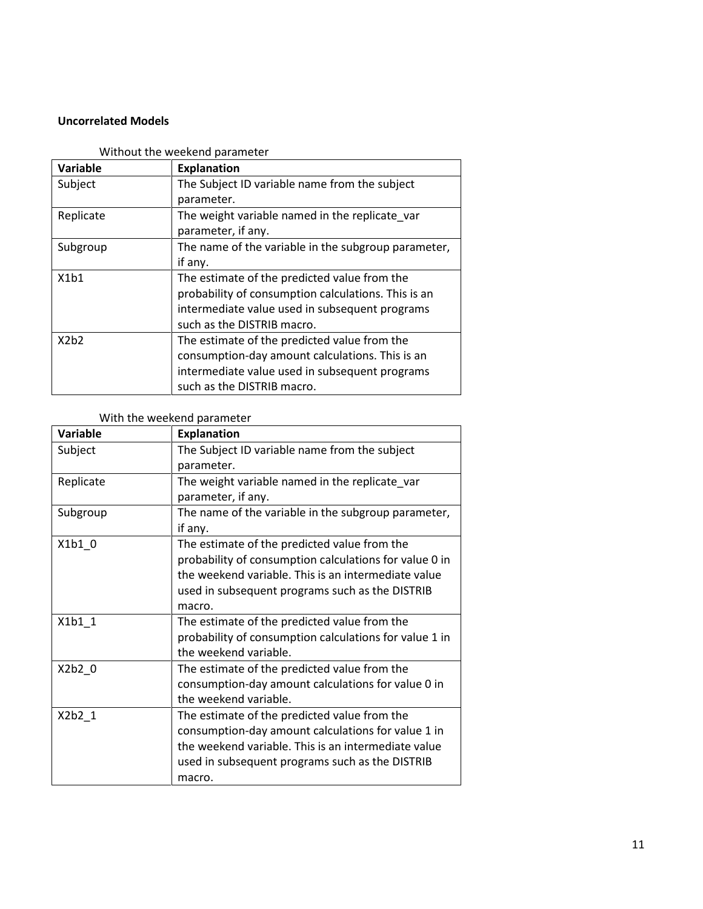**Uncorrelated Models**

Without the weekend parameter

| Variable | Explanation |
| --- | --- |
| Subject | The Subject ID variable name from the subject parameter. |
| Replicate | The weight variable named in the replicate_var parameter, if any. |
| Subgroup | The name of the variable in the subgroup parameter, if any. |
| X1b1 | The estimate of the predicted value from the probability of consumption calculations. This is an intermediate value used in subsequent programs such as the DISTRIB macro. |
| X2b2 | The estimate of the predicted value from the consumption-day amount calculations. This is an intermediate value used in subsequent programs such as the DISTRIB macro. |

With the weekend parameter

| Variable | Explanation |
| --- | --- |
| Subject | The Subject ID variable name from the subject parameter. |
| Replicate | The weight variable named in the replicate_var parameter, if any. |
| Subgroup | The name of the variable in the subgroup parameter, if any. |
| X1b1_0 | The estimate of the predicted value from the probability of consumption calculations for value 0 in the weekend variable. This is an intermediate value used in subsequent programs such as the DISTRIB macro. |
| X1b1_1 | The estimate of the predicted value from the probability of consumption calculations for value 1 in the weekend variable. |
| X2b2_0 | The estimate of the predicted value from the consumption-day amount calculations for value 0 in the weekend variable. |
| X2b2_1 | The estimate of the predicted value from the consumption-day amount calculations for value 1 in the weekend variable. This is an intermediate value used in subsequent programs such as the DISTRIB macro. |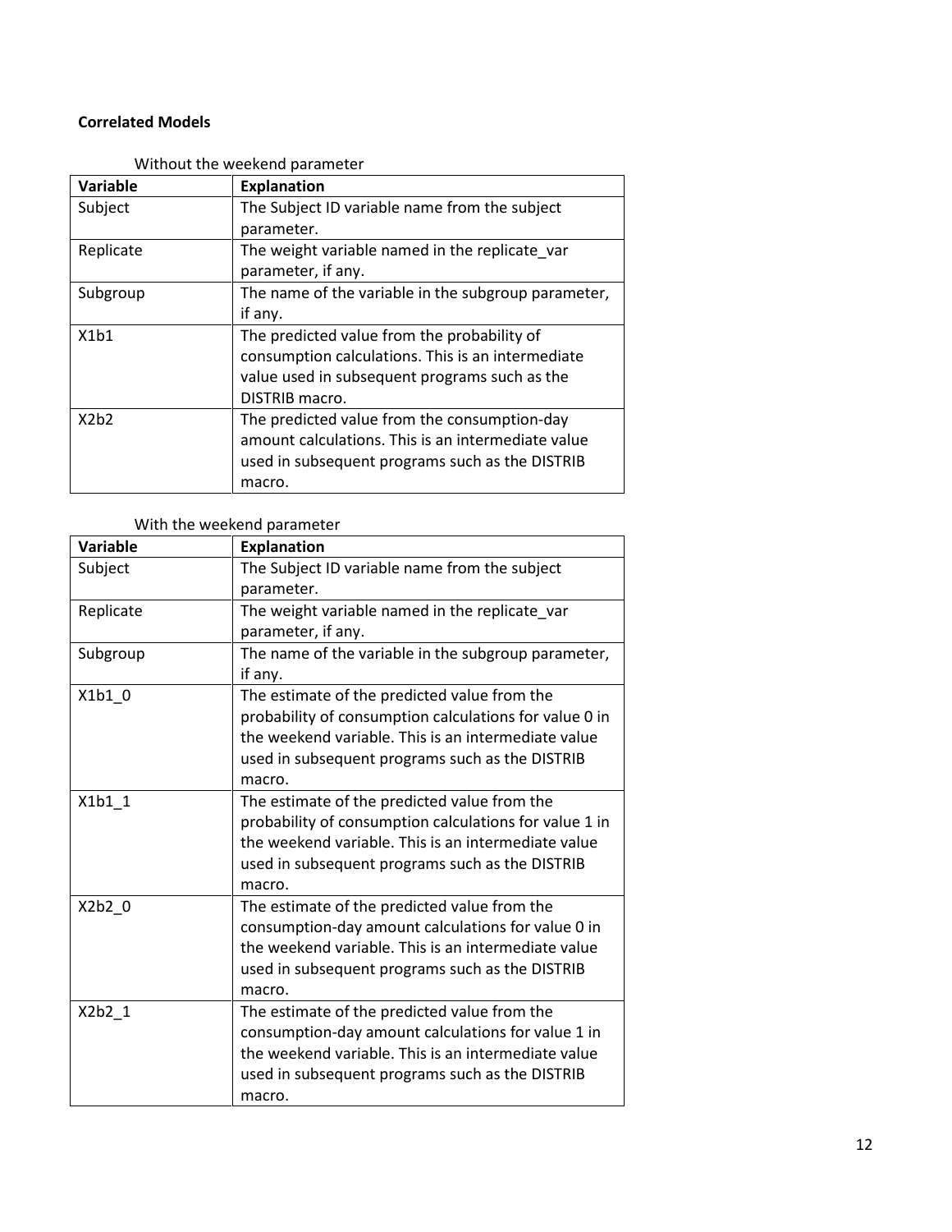**Correlated Models**

Without the weekend parameter

| Variable | Explanation |
|---|---|
| Subject | The Subject ID variable name from the subject parameter. |
| Replicate | The weight variable named in the replicate_var parameter, if any. |
| Subgroup | The name of the variable in the subgroup parameter, if any. |
| X1b1 | The predicted value from the probability of consumption calculations. This is an intermediate value used in subsequent programs such as the DISTRIB macro. |
| X2b2 | The predicted value from the consumption-day amount calculations. This is an intermediate value used in subsequent programs such as the DISTRIB macro. |

With the weekend parameter

| Variable | Explanation |
|---|---|
| Subject | The Subject ID variable name from the subject parameter. |
| Replicate | The weight variable named in the replicate_var parameter, if any. |
| Subgroup | The name of the variable in the subgroup parameter, if any. |
| X1b1_0 | The estimate of the predicted value from the probability of consumption calculations for value 0 in the weekend variable. This is an intermediate value used in subsequent programs such as the DISTRIB macro. |
| X1b1_1 | The estimate of the predicted value from the probability of consumption calculations for value 1 in the weekend variable. This is an intermediate value used in subsequent programs such as the DISTRIB macro. |
| X2b2_0 | The estimate of the predicted value from the consumption-day amount calculations for value 0 in the weekend variable. This is an intermediate value used in subsequent programs such as the DISTRIB macro. |
| X2b2_1 | The estimate of the predicted value from the consumption-day amount calculations for value 1 in the weekend variable. This is an intermediate value used in subsequent programs such as the DISTRIB macro. |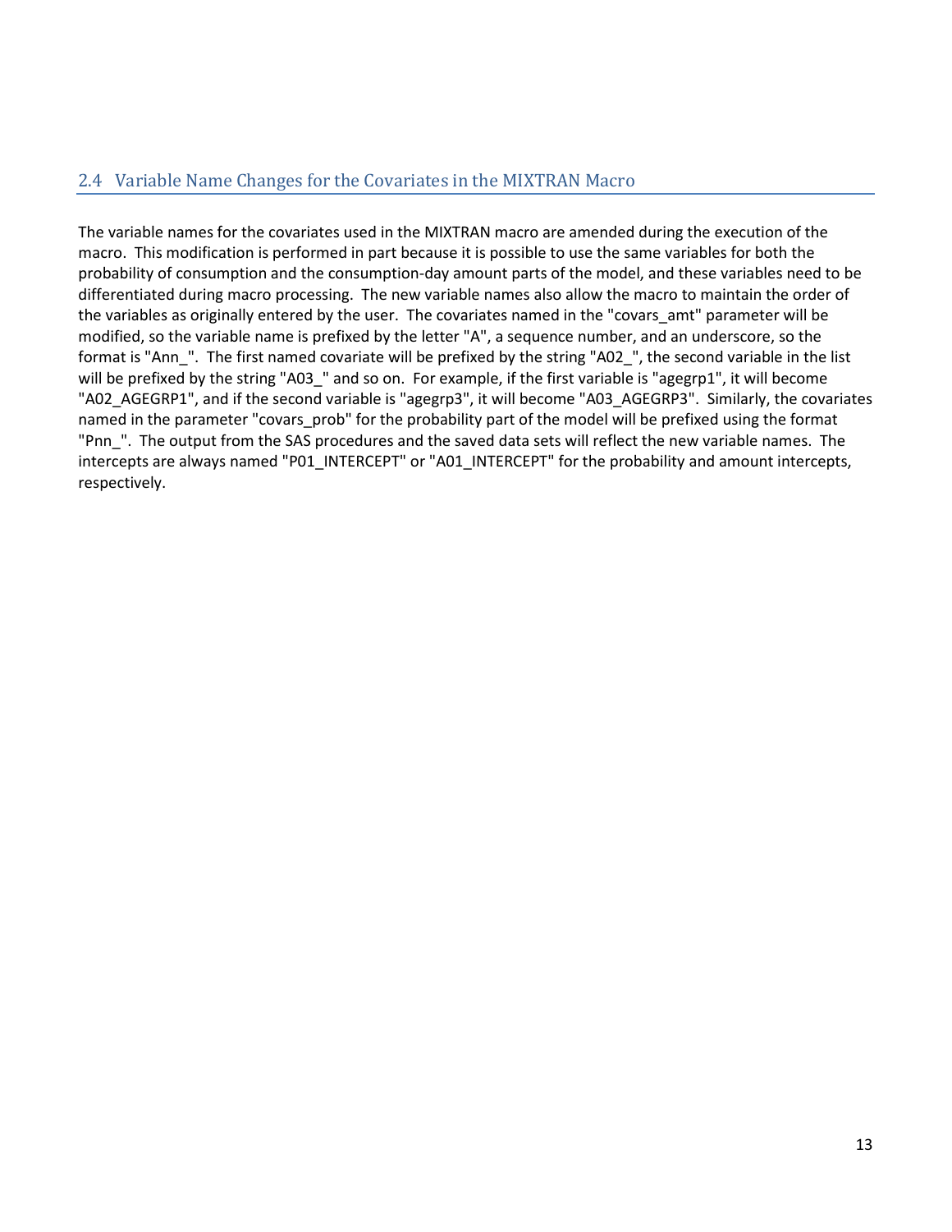## 2.4 Variable Name Changes for the Covariates in the MIXTRAN Macro

The variable names for the covariates used in the MIXTRAN macro are amended during the execution of the macro. This modification is performed in part because it is possible to use the same variables for both the probability of consumption and the consumption-day amount parts of the model, and these variables need to be differentiated during macro processing. The new variable names also allow the macro to maintain the order of the variables as originally entered by the user. The covariates named in the "covars_amt" parameter will be modified, so the variable name is prefixed by the letter "A", a sequence number, and an underscore, so the format is "Ann_". The first named covariate will be prefixed by the string "A02_", the second variable in the list will be prefixed by the string "A03_" and so on. For example, if the first variable is "agegrp1", it will become "A02_AGEGRP1", and if the second variable is "agegrp3", it will become "A03_AGEGRP3". Similarly, the covariates named in the parameter "covars_prob" for the probability part of the model will be prefixed using the format "Pnn_". The output from the SAS procedures and the saved data sets will reflect the new variable names. The intercepts are always named "P01_INTERCEPT" or "A01_INTERCEPT" for the probability and amount intercepts, respectively.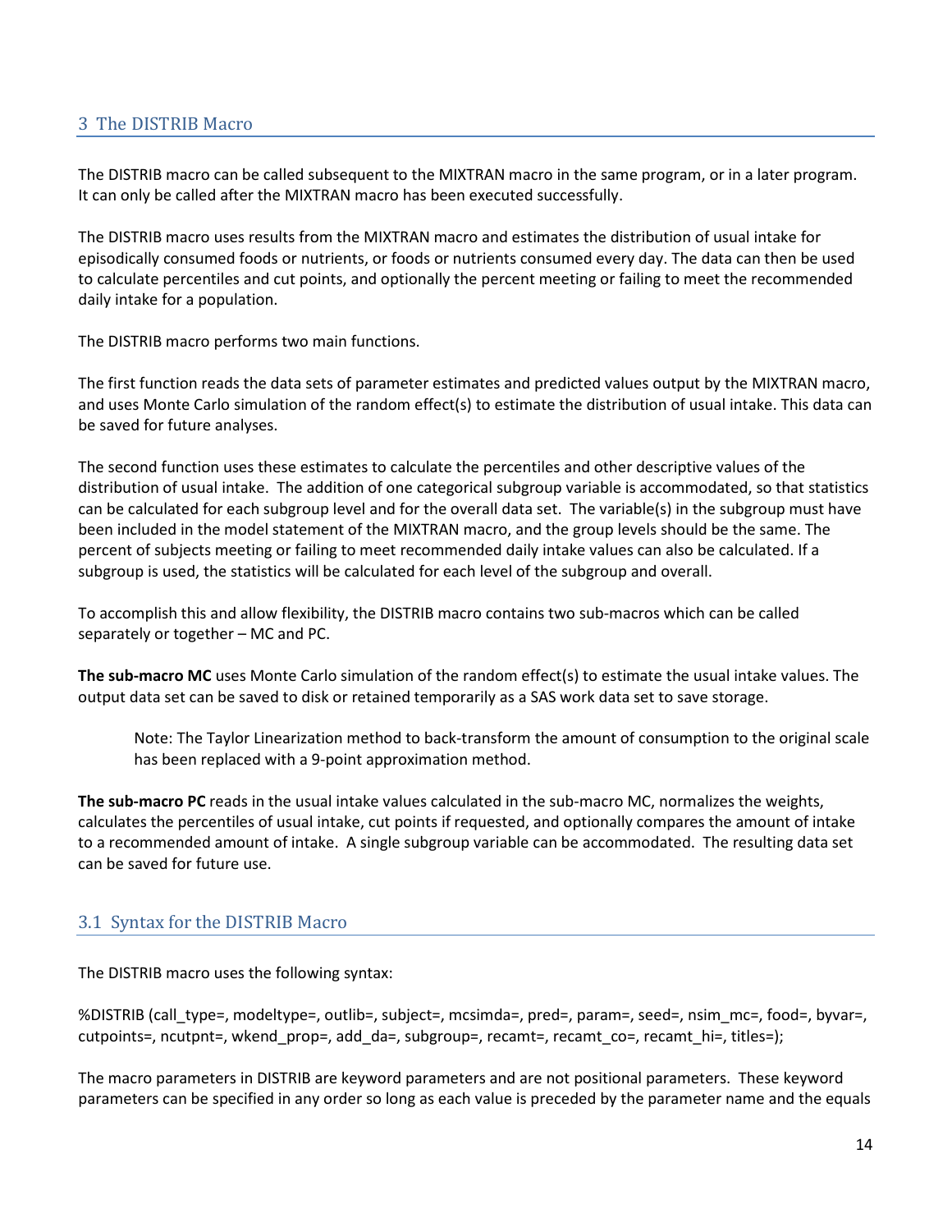## 3 The DISTRIB Macro

The DISTRIB macro can be called subsequent to the MIXTRAN macro in the same program, or in a later program. It can only be called after the MIXTRAN macro has been executed successfully.

The DISTRIB macro uses results from the MIXTRAN macro and estimates the distribution of usual intake for episodically consumed foods or nutrients, or foods or nutrients consumed every day. The data can then be used to calculate percentiles and cut points, and optionally the percent meeting or failing to meet the recommended daily intake for a population.

The DISTRIB macro performs two main functions.

The first function reads the data sets of parameter estimates and predicted values output by the MIXTRAN macro, and uses Monte Carlo simulation of the random effect(s) to estimate the distribution of usual intake. This data can be saved for future analyses.

The second function uses these estimates to calculate the percentiles and other descriptive values of the distribution of usual intake. The addition of one categorical subgroup variable is accommodated, so that statistics can be calculated for each subgroup level and for the overall data set. The variable(s) in the subgroup must have been included in the model statement of the MIXTRAN macro, and the group levels should be the same. The percent of subjects meeting or failing to meet recommended daily intake values can also be calculated. If a subgroup is used, the statistics will be calculated for each level of the subgroup and overall.

To accomplish this and allow flexibility, the DISTRIB macro contains two sub-macros which can be called separately or together – MC and PC.

**The sub-macro MC** uses Monte Carlo simulation of the random effect(s) to estimate the usual intake values. The output data set can be saved to disk or retained temporarily as a SAS work data set to save storage.

> Note: The Taylor Linearization method to back-transform the amount of consumption to the original scale has been replaced with a 9-point approximation method.

**The sub-macro PC** reads in the usual intake values calculated in the sub-macro MC, normalizes the weights, calculates the percentiles of usual intake, cut points if requested, and optionally compares the amount of intake to a recommended amount of intake. A single subgroup variable can be accommodated. The resulting data set can be saved for future use.

### 3.1 Syntax for the DISTRIB Macro

The DISTRIB macro uses the following syntax:

```
%DISTRIB (call_type=, modeltype=, outlib=, subject=, mcsimda=, pred=, param=, seed=, nsim_mc=, food=, byvar=, cutpoints=, ncutpnt=, wkend_prop=, add_da=, subgroup=, recamt=, recamt_co=, recamt_hi=, titles=);
```

The macro parameters in DISTRIB are keyword parameters and are not positional parameters. These keyword parameters can be specified in any order so long as each value is preceded by the parameter name and the equals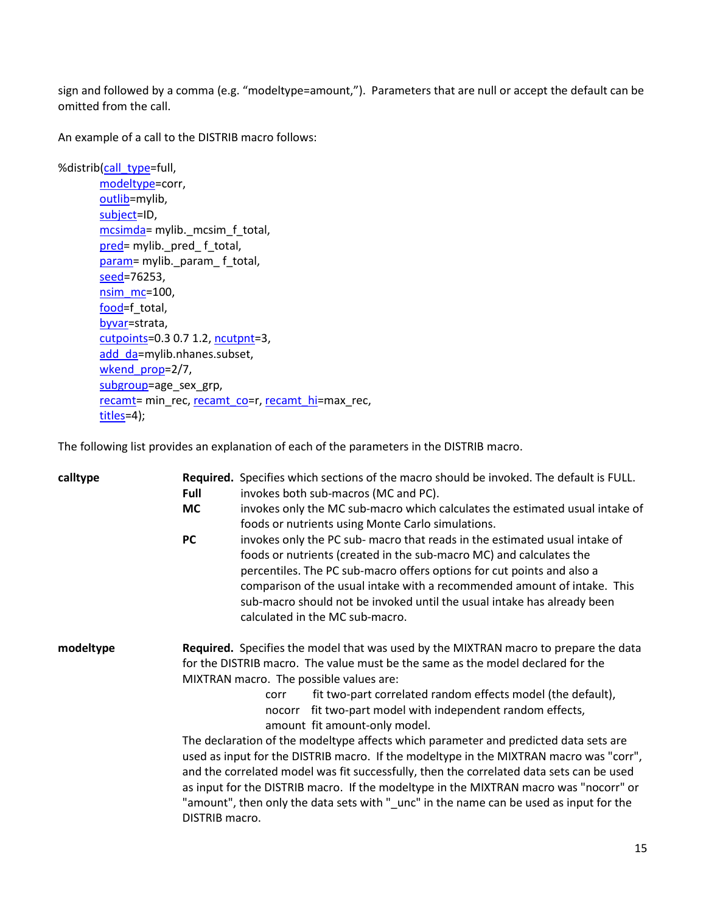sign and followed by a comma (e.g. “modeltype=amount,”). Parameters that are null or accept the default can be omitted from the call.

An example of a call to the DISTRIB macro follows:

```
%distrib(call_type=full,
        modeltype=corr,
        outlib=mylib,
        subject=ID,
        mcsimda= mylib._mcsim_f_total,
        pred= mylib._pred_ f_total,
        param= mylib._param_ f_total,
        seed=76253,
        nsim_mc=100,
        food=f_total,
        byvar=strata,
        cutpoints=0.3 0.7 1.2, ncutpnt=3,
        add_da=mylib.nhanes.subset,
        wkend_prop=2/7,
        subgroup=age_sex_grp,
        recamt= min_rec, recamt_co=r, recamt_hi=max_rec,
        titles=4);
```

The following list provides an explanation of each of the parameters in the DISTRIB macro.

**calltype**

**Required.** Specifies which sections of the macro should be invoked. The default is FULL.

- **Full** invokes both sub-macros (MC and PC).
- **MC** invokes only the MC sub-macro which calculates the estimated usual intake of foods or nutrients using Monte Carlo simulations.
- **PC** invokes only the PC sub- macro that reads in the estimated usual intake of foods or nutrients (created in the sub-macro MC) and calculates the percentiles. The PC sub-macro offers options for cut points and also a comparison of the usual intake with a recommended amount of intake. This sub-macro should not be invoked until the usual intake has already been calculated in the MC sub-macro.

**modeltype**

**Required.** Specifies the model that was used by the MIXTRAN macro to prepare the data for the DISTRIB macro. The value must be the same as the model declared for the MIXTRAN macro. The possible values are:

- corr fit two-part correlated random effects model (the default),
- nocorr fit two-part model with independent random effects,
- amount fit amount-only model.

The declaration of the modeltype affects which parameter and predicted data sets are used as input for the DISTRIB macro. If the modeltype in the MIXTRAN macro was "corr", and the correlated model was fit successfully, then the correlated data sets can be used as input for the DISTRIB macro. If the modeltype in the MIXTRAN macro was "nocorr" or "amount", then only the data sets with "_unc" in the name can be used as input for the DISTRIB macro.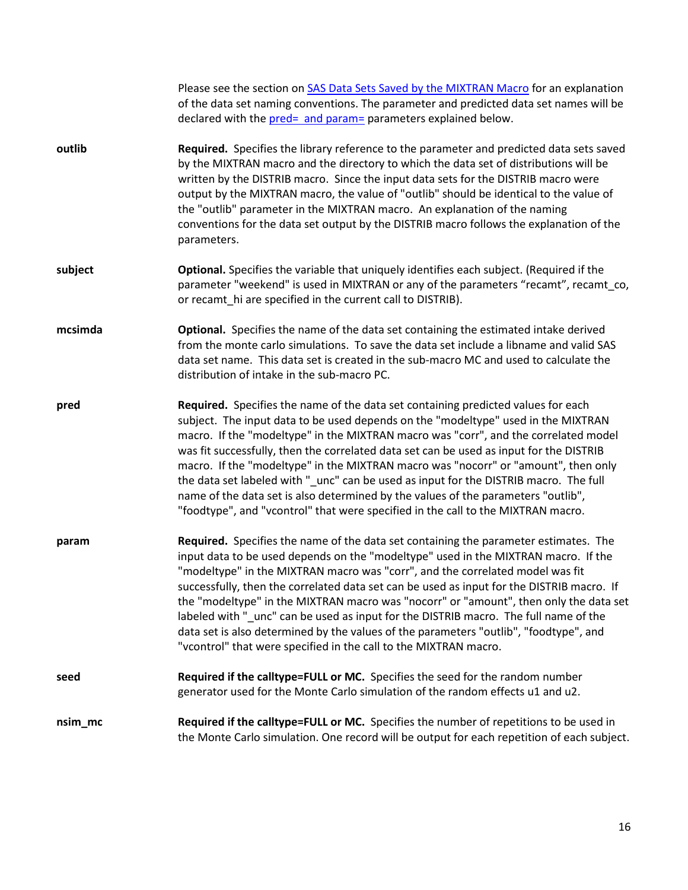Please see the section on SAS Data Sets Saved by the MIXTRAN Macro for an explanation of the data set naming conventions. The parameter and predicted data set names will be declared with the pred= and param= parameters explained below.

**outlib**

**Required.** Specifies the library reference to the parameter and predicted data sets saved by the MIXTRAN macro and the directory to which the data set of distributions will be written by the DISTRIB macro. Since the input data sets for the DISTRIB macro were output by the MIXTRAN macro, the value of "outlib" should be identical to the value of the "outlib" parameter in the MIXTRAN macro. An explanation of the naming conventions for the data set output by the DISTRIB macro follows the explanation of the parameters.

**subject**

**Optional.** Specifies the variable that uniquely identifies each subject. (Required if the parameter "weekend" is used in MIXTRAN or any of the parameters "recamt", recamt_co, or recamt_hi are specified in the current call to DISTRIB).

**mcsimda**

**Optional.** Specifies the name of the data set containing the estimated intake derived from the monte carlo simulations. To save the data set include a libname and valid SAS data set name. This data set is created in the sub-macro MC and used to calculate the distribution of intake in the sub-macro PC.

**pred**

**Required.** Specifies the name of the data set containing predicted values for each subject. The input data to be used depends on the "modeltype" used in the MIXTRAN macro. If the "modeltype" in the MIXTRAN macro was "corr", and the correlated model was fit successfully, then the correlated data set can be used as input for the DISTRIB macro. If the "modeltype" in the MIXTRAN macro was "nocorr" or "amount", then only the data set labeled with "_unc" can be used as input for the DISTRIB macro. The full name of the data set is also determined by the values of the parameters "outlib", "foodtype", and "vcontrol" that were specified in the call to the MIXTRAN macro.

**param**

**Required.** Specifies the name of the data set containing the parameter estimates. The input data to be used depends on the "modeltype" used in the MIXTRAN macro. If the "modeltype" in the MIXTRAN macro was "corr", and the correlated model was fit successfully, then the correlated data set can be used as input for the DISTRIB macro. If the "modeltype" in the MIXTRAN macro was "nocorr" or "amount", then only the data set labeled with "_unc" can be used as input for the DISTRIB macro. The full name of the data set is also determined by the values of the parameters "outlib", "foodtype", and "vcontrol" that were specified in the call to the MIXTRAN macro.

**seed**

**Required if the calltype=FULL or MC.** Specifies the seed for the random number generator used for the Monte Carlo simulation of the random effects u1 and u2.

**nsim_mc**

**Required if the calltype=FULL or MC.** Specifies the number of repetitions to be used in the Monte Carlo simulation. One record will be output for each repetition of each subject.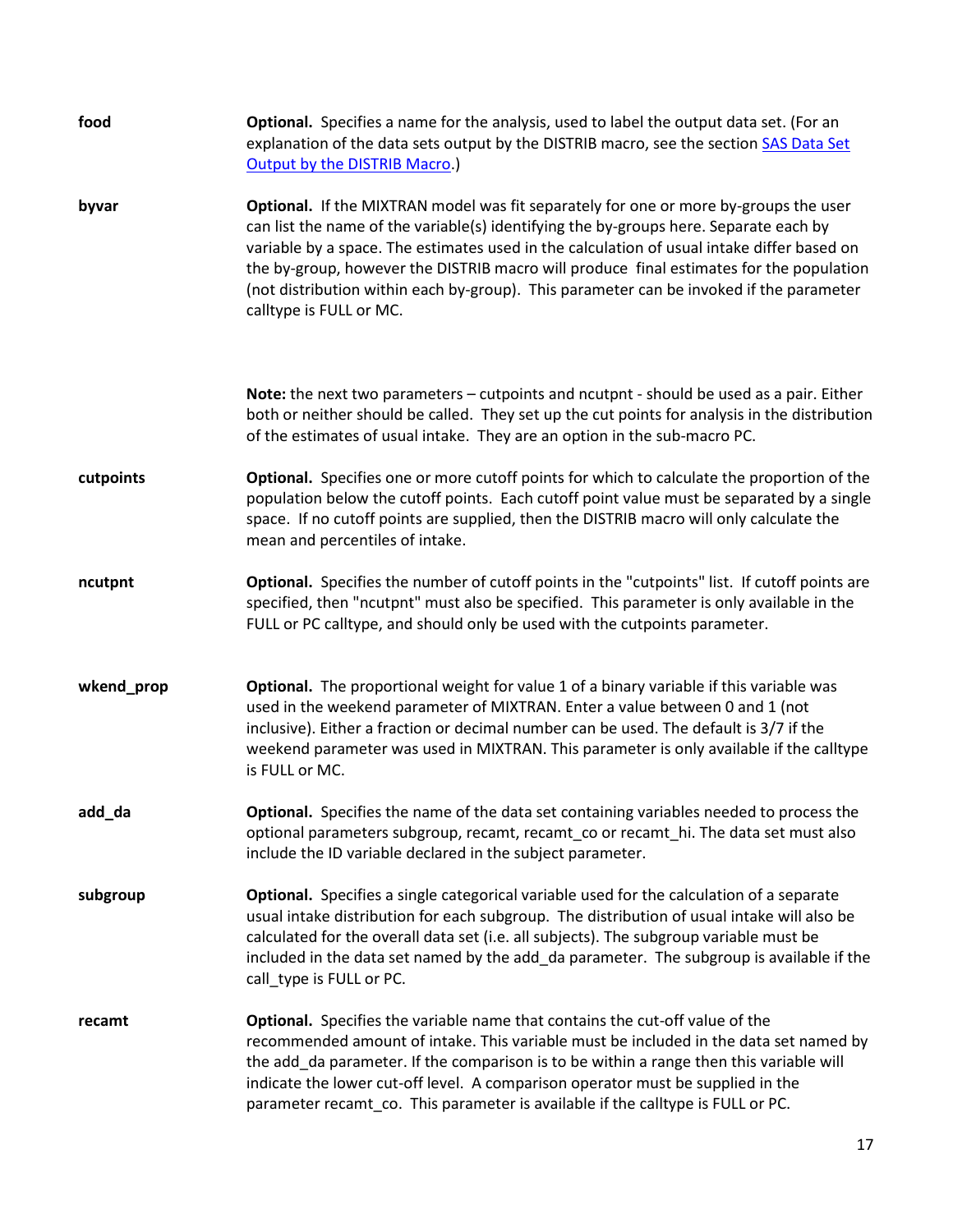**food** **Optional.** Specifies a name for the analysis, used to label the output data set. (For an explanation of the data sets output by the DISTRIB macro, see the section SAS Data Set Output by the DISTRIB Macro.)

**byvar** **Optional.** If the MIXTRAN model was fit separately for one or more by-groups the user can list the name of the variable(s) identifying the by-groups here. Separate each by variable by a space. The estimates used in the calculation of usual intake differ based on the by-group, however the DISTRIB macro will produce final estimates for the population (not distribution within each by-group). This parameter can be invoked if the parameter calltype is FULL or MC.

**Note:** the next two parameters – cutpoints and ncutpnt - should be used as a pair. Either both or neither should be called. They set up the cut points for analysis in the distribution of the estimates of usual intake. They are an option in the sub-macro PC.

**cutpoints** **Optional.** Specifies one or more cutoff points for which to calculate the proportion of the population below the cutoff points. Each cutoff point value must be separated by a single space. If no cutoff points are supplied, then the DISTRIB macro will only calculate the mean and percentiles of intake.

**ncutpnt** **Optional.** Specifies the number of cutoff points in the "cutpoints" list. If cutoff points are specified, then "ncutpnt" must also be specified. This parameter is only available in the FULL or PC calltype, and should only be used with the cutpoints parameter.

**wkend_prop** **Optional.** The proportional weight for value 1 of a binary variable if this variable was used in the weekend parameter of MIXTRAN. Enter a value between 0 and 1 (not inclusive). Either a fraction or decimal number can be used. The default is 3/7 if the weekend parameter was used in MIXTRAN. This parameter is only available if the calltype is FULL or MC.

**add_da** **Optional.** Specifies the name of the data set containing variables needed to process the optional parameters subgroup, recamt, recamt_co or recamt_hi. The data set must also include the ID variable declared in the subject parameter.

**subgroup** **Optional.** Specifies a single categorical variable used for the calculation of a separate usual intake distribution for each subgroup. The distribution of usual intake will also be calculated for the overall data set (i.e. all subjects). The subgroup variable must be included in the data set named by the add_da parameter. The subgroup is available if the call_type is FULL or PC.

**recamt** **Optional.** Specifies the variable name that contains the cut-off value of the recommended amount of intake. This variable must be included in the data set named by the add_da parameter. If the comparison is to be within a range then this variable will indicate the lower cut-off level. A comparison operator must be supplied in the parameter recamt_co. This parameter is available if the calltype is FULL or PC.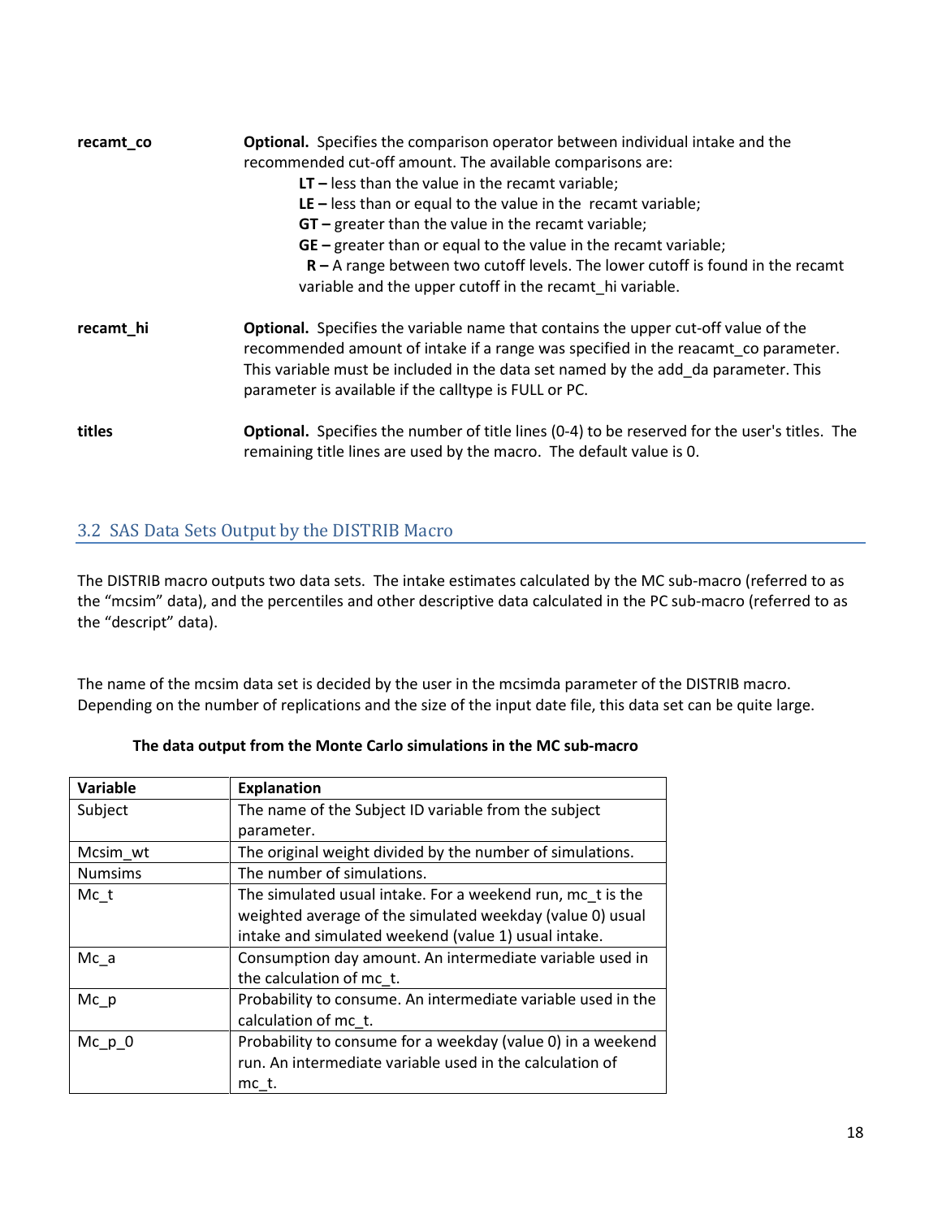| | |
|---|---|
| **recamt_co** | **Optional.** Specifies the comparison operator between individual intake and the recommended cut-off amount. The available comparisons are:<br>**LT –** less than the value in the recamt variable;<br>**LE –** less than or equal to the value in the recamt variable;<br>**GT –** greater than the value in the recamt variable;<br>**GE –** greater than or equal to the value in the recamt variable;<br>**R –** A range between two cutoff levels. The lower cutoff is found in the recamt variable and the upper cutoff in the recamt_hi variable. |
| **recamt_hi** | **Optional.** Specifies the variable name that contains the upper cut-off value of the recommended amount of intake if a range was specified in the reacamt_co parameter. This variable must be included in the data set named by the add_da parameter. This parameter is available if the calltype is FULL or PC. |
| **titles** | **Optional.** Specifies the number of title lines (0-4) to be reserved for the user's titles. The remaining title lines are used by the macro. The default value is 0. |

## 3.2 SAS Data Sets Output by the DISTRIB Macro

The DISTRIB macro outputs two data sets. The intake estimates calculated by the MC sub-macro (referred to as the "mcsim" data), and the percentiles and other descriptive data calculated in the PC sub-macro (referred to as the "descript" data).

The name of the mcsim data set is decided by the user in the mcsimda parameter of the DISTRIB macro. Depending on the number of replications and the size of the input date file, this data set can be quite large.

**The data output from the Monte Carlo simulations in the MC sub-macro**

| Variable | Explanation |
|---|---|
| Subject | The name of the Subject ID variable from the subject parameter. |
| Mcsim_wt | The original weight divided by the number of simulations. |
| Numsims | The number of simulations. |
| Mc_t | The simulated usual intake. For a weekend run, mc_t is the weighted average of the simulated weekday (value 0) usual intake and simulated weekend (value 1) usual intake. |
| Mc_a | Consumption day amount. An intermediate variable used in the calculation of mc_t. |
| Mc_p | Probability to consume. An intermediate variable used in the calculation of mc_t. |
| Mc_p_0 | Probability to consume for a weekday (value 0) in a weekend run. An intermediate variable used in the calculation of mc_t. |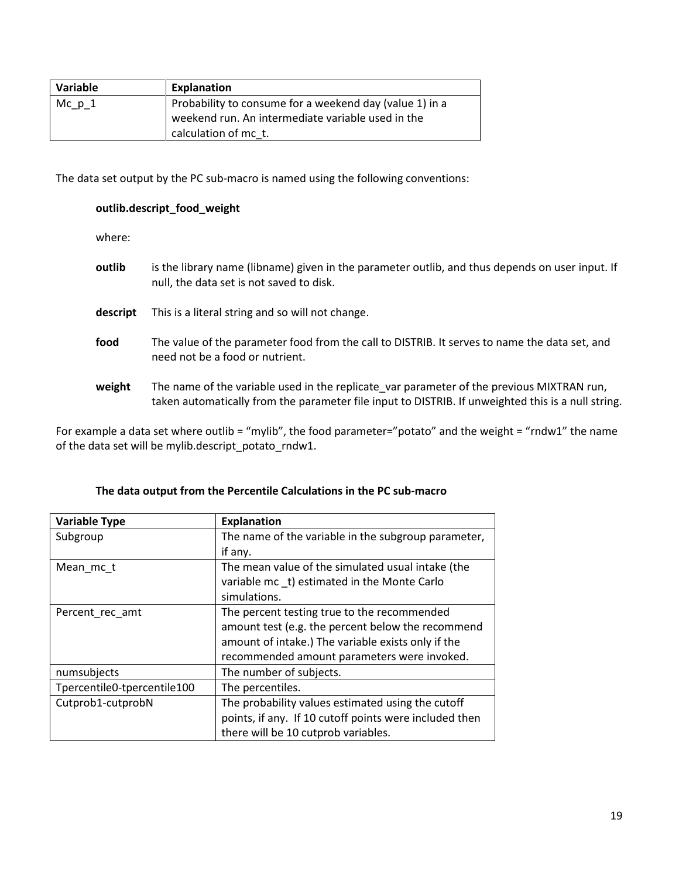| Variable | Explanation |
|---|---|
| Mc_p_1 | Probability to consume for a weekend day (value 1) in a weekend run. An intermediate variable used in the calculation of mc_t. |

The data set output by the PC sub-macro is named using the following conventions:

**outlib.descript_food_weight**

where:

**outlib** is the library name (libname) given in the parameter outlib, and thus depends on user input. If null, the data set is not saved to disk.

**descript** This is a literal string and so will not change.

**food** The value of the parameter food from the call to DISTRIB. It serves to name the data set, and need not be a food or nutrient.

**weight** The name of the variable used in the replicate_var parameter of the previous MIXTRAN run, taken automatically from the parameter file input to DISTRIB. If unweighted this is a null string.

For example a data set where outlib = "mylib", the food parameter="potato" and the weight = "rndw1" the name of the data set will be mylib.descript_potato_rndw1.

**The data output from the Percentile Calculations in the PC sub-macro**

| Variable Type | Explanation |
|---|---|
| Subgroup | The name of the variable in the subgroup parameter, if any. |
| Mean_mc_t | The mean value of the simulated usual intake (the variable mc _t) estimated in the Monte Carlo simulations. |
| Percent_rec_amt | The percent testing true to the recommended amount test (e.g. the percent below the recommend amount of intake.) The variable exists only if the recommended amount parameters were invoked. |
| numsubjects | The number of subjects. |
| Tpercentile0-tpercentile100 | The percentiles. |
| Cutprob1-cutprobN | The probability values estimated using the cutoff points, if any. If 10 cutoff points were included then there will be 10 cutprob variables. |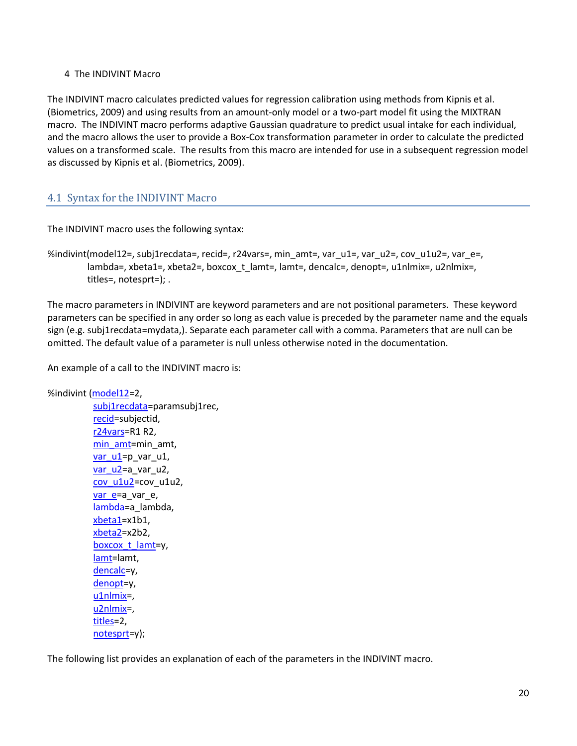## 4 The INDIVINT Macro

The INDIVINT macro calculates predicted values for regression calibration using methods from Kipnis et al. (Biometrics, 2009) and using results from an amount-only model or a two-part model fit using the MIXTRAN macro. The INDIVINT macro performs adaptive Gaussian quadrature to predict usual intake for each individual, and the macro allows the user to provide a Box-Cox transformation parameter in order to calculate the predicted values on a transformed scale. The results from this macro are intended for use in a subsequent regression model as discussed by Kipnis et al. (Biometrics, 2009).

### 4.1 Syntax for the INDIVINT Macro

The INDIVINT macro uses the following syntax:

```
%indivint(model12=, subj1recdata=, recid=, r24vars=, min_amt=, var_u1=, var_u2=, cov_u1u2=, var_e=,
          lambda=, xbeta1=, xbeta2=, boxcox_t_lamt=, lamt=, dencalc=, denopt=, u1nlmix=, u2nlmix=,
          titles=, notesprt=); .
```

The macro parameters in INDIVINT are keyword parameters and are not positional parameters. These keyword parameters can be specified in any order so long as each value is preceded by the parameter name and the equals sign (e.g. subj1recdata=mydata,). Separate each parameter call with a comma. Parameters that are null can be omitted. The default value of a parameter is null unless otherwise noted in the documentation.

An example of a call to the INDIVINT macro is:

```
%indivint (model12=2,
           subj1recdata=paramsubj1rec,
           recid=subjectid,
           r24vars=R1 R2,
           min_amt=min_amt,
           var_u1=p_var_u1,
           var_u2=a_var_u2,
           cov_u1u2=cov_u1u2,
           var_e=a_var_e,
           lambda=a_lambda,
           xbeta1=x1b1,
           xbeta2=x2b2,
           boxcox_t_lamt=y,
           lamt=lamt,
           dencalc=y,
           denopt=y,
           u1nlmix=,
           u2nlmix=,
           titles=2,
           notesprt=y);
```

The following list provides an explanation of each of the parameters in the INDIVINT macro.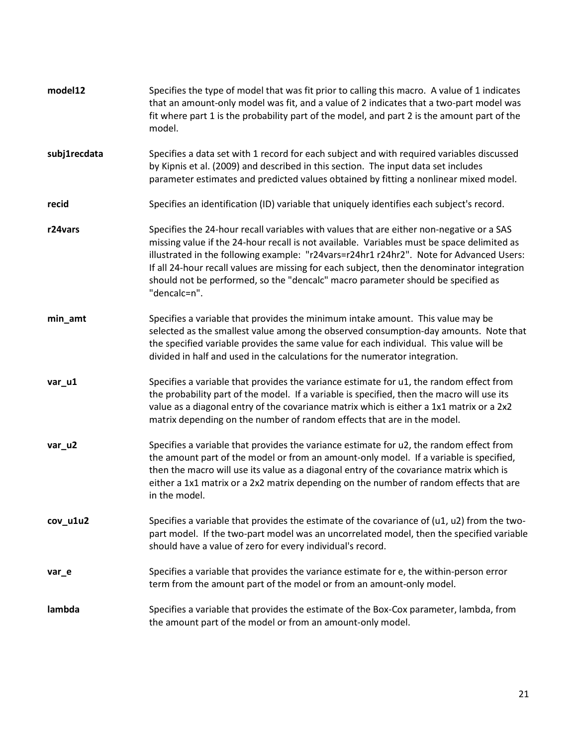**model12**

Specifies the type of model that was fit prior to calling this macro. A value of 1 indicates that an amount-only model was fit, and a value of 2 indicates that a two-part model was fit where part 1 is the probability part of the model, and part 2 is the amount part of the model.

**subj1recdata**

Specifies a data set with 1 record for each subject and with required variables discussed by Kipnis et al. (2009) and described in this section. The input data set includes parameter estimates and predicted values obtained by fitting a nonlinear mixed model.

**recid**

Specifies an identification (ID) variable that uniquely identifies each subject's record.

**r24vars**

Specifies the 24-hour recall variables with values that are either non-negative or a SAS missing value if the 24-hour recall is not available. Variables must be space delimited as illustrated in the following example: "r24vars=r24hr1 r24hr2". Note for Advanced Users: If all 24-hour recall values are missing for each subject, then the denominator integration should not be performed, so the "dencalc" macro parameter should be specified as "dencalc=n".

**min_amt**

Specifies a variable that provides the minimum intake amount. This value may be selected as the smallest value among the observed consumption-day amounts. Note that the specified variable provides the same value for each individual. This value will be divided in half and used in the calculations for the numerator integration.

**var_u1**

Specifies a variable that provides the variance estimate for u1, the random effect from the probability part of the model. If a variable is specified, then the macro will use its value as a diagonal entry of the covariance matrix which is either a 1x1 matrix or a 2x2 matrix depending on the number of random effects that are in the model.

**var_u2**

Specifies a variable that provides the variance estimate for u2, the random effect from the amount part of the model or from an amount-only model. If a variable is specified, then the macro will use its value as a diagonal entry of the covariance matrix which is either a 1x1 matrix or a 2x2 matrix depending on the number of random effects that are in the model.

**cov_u1u2**

Specifies a variable that provides the estimate of the covariance of (u1, u2) from the two-part model. If the two-part model was an uncorrelated model, then the specified variable should have a value of zero for every individual's record.

**var_e**

Specifies a variable that provides the variance estimate for e, the within-person error term from the amount part of the model or from an amount-only model.

**lambda**

Specifies a variable that provides the estimate of the Box-Cox parameter, lambda, from the amount part of the model or from an amount-only model.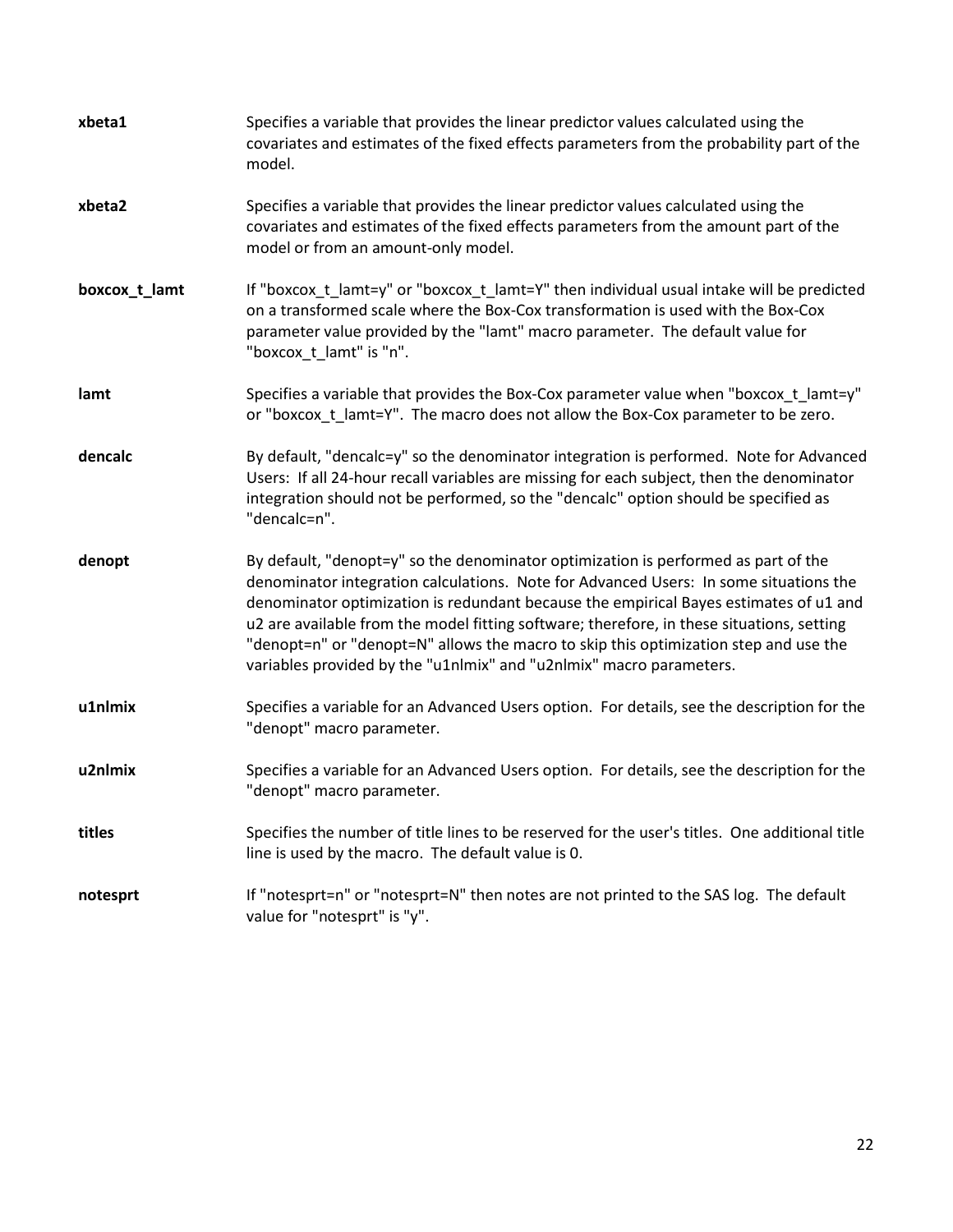**xbeta1** Specifies a variable that provides the linear predictor values calculated using the covariates and estimates of the fixed effects parameters from the probability part of the model.

**xbeta2** Specifies a variable that provides the linear predictor values calculated using the covariates and estimates of the fixed effects parameters from the amount part of the model or from an amount-only model.

**boxcox_t_lamt** If "boxcox_t_lamt=y" or "boxcox_t_lamt=Y" then individual usual intake will be predicted on a transformed scale where the Box-Cox transformation is used with the Box-Cox parameter value provided by the "lamt" macro parameter. The default value for "boxcox_t_lamt" is "n".

**lamt** Specifies a variable that provides the Box-Cox parameter value when "boxcox_t_lamt=y" or "boxcox_t_lamt=Y". The macro does not allow the Box-Cox parameter to be zero.

**dencalc** By default, "dencalc=y" so the denominator integration is performed. Note for Advanced Users: If all 24-hour recall variables are missing for each subject, then the denominator integration should not be performed, so the "dencalc" option should be specified as "dencalc=n".

**denopt** By default, "denopt=y" so the denominator optimization is performed as part of the denominator integration calculations. Note for Advanced Users: In some situations the denominator optimization is redundant because the empirical Bayes estimates of u1 and u2 are available from the model fitting software; therefore, in these situations, setting "denopt=n" or "denopt=N" allows the macro to skip this optimization step and use the variables provided by the "u1nlmix" and "u2nlmix" macro parameters.

**u1nlmix** Specifies a variable for an Advanced Users option. For details, see the description for the "denopt" macro parameter.

**u2nlmix** Specifies a variable for an Advanced Users option. For details, see the description for the "denopt" macro parameter.

**titles** Specifies the number of title lines to be reserved for the user's titles. One additional title line is used by the macro. The default value is 0.

**notesprt** If "notesprt=n" or "notesprt=N" then notes are not printed to the SAS log. The default value for "notesprt" is "y".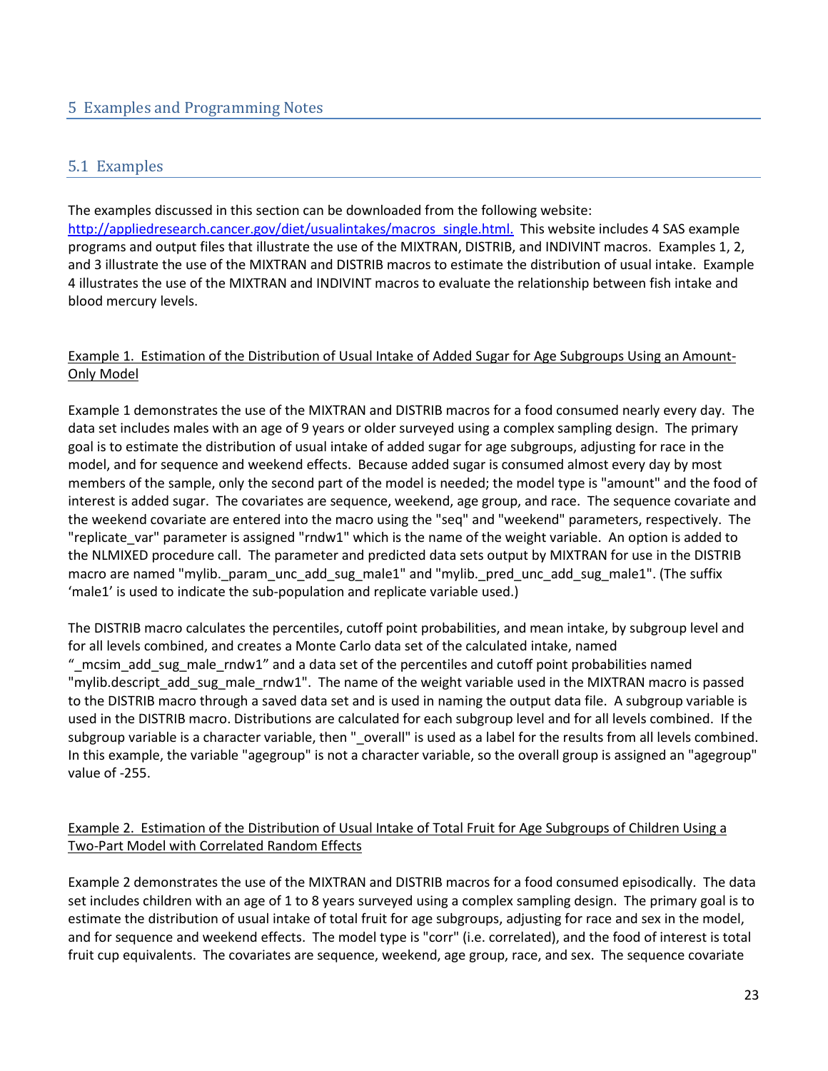# 5 Examples and Programming Notes

## 5.1 Examples

The examples discussed in this section can be downloaded from the following website: http://appliedresearch.cancer.gov/diet/usualintakes/macros_single.html. This website includes 4 SAS example programs and output files that illustrate the use of the MIXTRAN, DISTRIB, and INDIVINT macros. Examples 1, 2, and 3 illustrate the use of the MIXTRAN and DISTRIB macros to estimate the distribution of usual intake. Example 4 illustrates the use of the MIXTRAN and INDIVINT macros to evaluate the relationship between fish intake and blood mercury levels.

<u>Example 1. Estimation of the Distribution of Usual Intake of Added Sugar for Age Subgroups Using an Amount-Only Model</u>

Example 1 demonstrates the use of the MIXTRAN and DISTRIB macros for a food consumed nearly every day. The data set includes males with an age of 9 years or older surveyed using a complex sampling design. The primary goal is to estimate the distribution of usual intake of added sugar for age subgroups, adjusting for race in the model, and for sequence and weekend effects. Because added sugar is consumed almost every day by most members of the sample, only the second part of the model is needed; the model type is "amount" and the food of interest is added sugar. The covariates are sequence, weekend, age group, and race. The sequence covariate and the weekend covariate are entered into the macro using the "seq" and "weekend" parameters, respectively. The "replicate_var" parameter is assigned "rndw1" which is the name of the weight variable. An option is added to the NLMIXED procedure call. The parameter and predicted data sets output by MIXTRAN for use in the DISTRIB macro are named "mylib._param_unc_add_sug_male1" and "mylib._pred_unc_add_sug_male1". (The suffix 'male1' is used to indicate the sub-population and replicate variable used.)

The DISTRIB macro calculates the percentiles, cutoff point probabilities, and mean intake, by subgroup level and for all levels combined, and creates a Monte Carlo data set of the calculated intake, named "_mcsim_add_sug_male_rndw1" and a data set of the percentiles and cutoff point probabilities named "mylib.descript_add_sug_male_rndw1". The name of the weight variable used in the MIXTRAN macro is passed to the DISTRIB macro through a saved data set and is used in naming the output data file. A subgroup variable is used in the DISTRIB macro. Distributions are calculated for each subgroup level and for all levels combined. If the subgroup variable is a character variable, then "_overall" is used as a label for the results from all levels combined. In this example, the variable "agegroup" is not a character variable, so the overall group is assigned an "agegroup" value of -255.

<u>Example 2. Estimation of the Distribution of Usual Intake of Total Fruit for Age Subgroups of Children Using a Two-Part Model with Correlated Random Effects</u>

Example 2 demonstrates the use of the MIXTRAN and DISTRIB macros for a food consumed episodically. The data set includes children with an age of 1 to 8 years surveyed using a complex sampling design. The primary goal is to estimate the distribution of usual intake of total fruit for age subgroups, adjusting for race and sex in the model, and for sequence and weekend effects. The model type is "corr" (i.e. correlated), and the food of interest is total fruit cup equivalents. The covariates are sequence, weekend, age group, race, and sex. The sequence covariate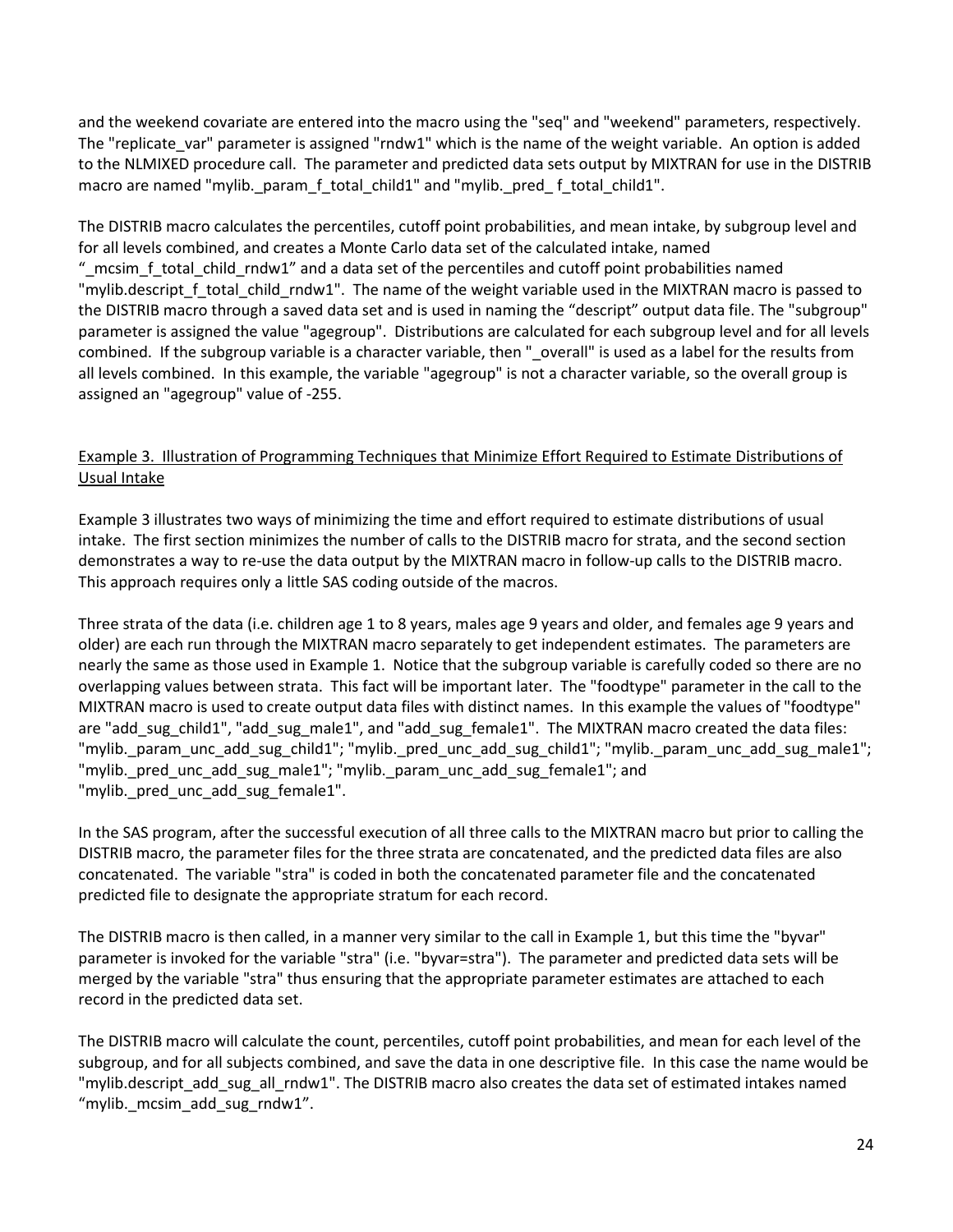and the weekend covariate are entered into the macro using the "seq" and "weekend" parameters, respectively. The "replicate_var" parameter is assigned "rndw1" which is the name of the weight variable. An option is added to the NLMIXED procedure call. The parameter and predicted data sets output by MIXTRAN for use in the DISTRIB macro are named "mylib._param_f_total_child1" and "mylib._pred_ f_total_child1".

The DISTRIB macro calculates the percentiles, cutoff point probabilities, and mean intake, by subgroup level and for all levels combined, and creates a Monte Carlo data set of the calculated intake, named "_mcsim_f_total_child_rndw1" and a data set of the percentiles and cutoff point probabilities named "mylib.descript_f_total_child_rndw1". The name of the weight variable used in the MIXTRAN macro is passed to the DISTRIB macro through a saved data set and is used in naming the "descript" output data file. The "subgroup" parameter is assigned the value "agegroup". Distributions are calculated for each subgroup level and for all levels combined. If the subgroup variable is a character variable, then "_overall" is used as a label for the results from all levels combined. In this example, the variable "agegroup" is not a character variable, so the overall group is assigned an "agegroup" value of -255.

<u>Example 3. Illustration of Programming Techniques that Minimize Effort Required to Estimate Distributions of Usual Intake</u>

Example 3 illustrates two ways of minimizing the time and effort required to estimate distributions of usual intake. The first section minimizes the number of calls to the DISTRIB macro for strata, and the second section demonstrates a way to re-use the data output by the MIXTRAN macro in follow-up calls to the DISTRIB macro. This approach requires only a little SAS coding outside of the macros.

Three strata of the data (i.e. children age 1 to 8 years, males age 9 years and older, and females age 9 years and older) are each run through the MIXTRAN macro separately to get independent estimates. The parameters are nearly the same as those used in Example 1. Notice that the subgroup variable is carefully coded so there are no overlapping values between strata. This fact will be important later. The "foodtype" parameter in the call to the MIXTRAN macro is used to create output data files with distinct names. In this example the values of "foodtype" are "add_sug_child1", "add_sug_male1", and "add_sug_female1". The MIXTRAN macro created the data files: "mylib._param_unc_add_sug_child1"; "mylib._pred_unc_add_sug_child1"; "mylib._param_unc_add_sug_male1"; "mylib._pred_unc_add_sug_male1"; "mylib._param_unc_add_sug_female1"; and "mylib._pred_unc_add_sug_female1".

In the SAS program, after the successful execution of all three calls to the MIXTRAN macro but prior to calling the DISTRIB macro, the parameter files for the three strata are concatenated, and the predicted data files are also concatenated. The variable "stra" is coded in both the concatenated parameter file and the concatenated predicted file to designate the appropriate stratum for each record.

The DISTRIB macro is then called, in a manner very similar to the call in Example 1, but this time the "byvar" parameter is invoked for the variable "stra" (i.e. "byvar=stra"). The parameter and predicted data sets will be merged by the variable "stra" thus ensuring that the appropriate parameter estimates are attached to each record in the predicted data set.

The DISTRIB macro will calculate the count, percentiles, cutoff point probabilities, and mean for each level of the subgroup, and for all subjects combined, and save the data in one descriptive file. In this case the name would be "mylib.descript_add_sug_all_rndw1". The DISTRIB macro also creates the data set of estimated intakes named "mylib._mcsim_add_sug_rndw1".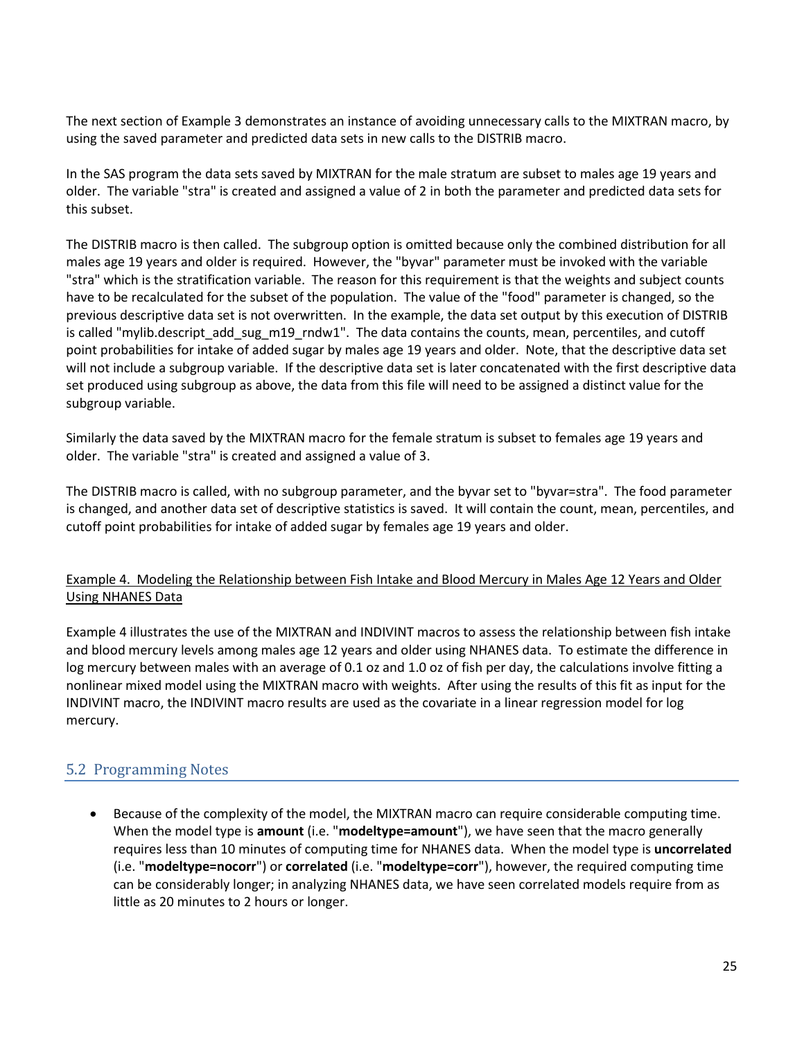The next section of Example 3 demonstrates an instance of avoiding unnecessary calls to the MIXTRAN macro, by using the saved parameter and predicted data sets in new calls to the DISTRIB macro.

In the SAS program the data sets saved by MIXTRAN for the male stratum are subset to males age 19 years and older. The variable "stra" is created and assigned a value of 2 in both the parameter and predicted data sets for this subset.

The DISTRIB macro is then called. The subgroup option is omitted because only the combined distribution for all males age 19 years and older is required. However, the "byvar" parameter must be invoked with the variable "stra" which is the stratification variable. The reason for this requirement is that the weights and subject counts have to be recalculated for the subset of the population. The value of the "food" parameter is changed, so the previous descriptive data set is not overwritten. In the example, the data set output by this execution of DISTRIB is called "mylib.descript_add_sug_m19_rndw1". The data contains the counts, mean, percentiles, and cutoff point probabilities for intake of added sugar by males age 19 years and older. Note, that the descriptive data set will not include a subgroup variable. If the descriptive data set is later concatenated with the first descriptive data set produced using subgroup as above, the data from this file will need to be assigned a distinct value for the subgroup variable.

Similarly the data saved by the MIXTRAN macro for the female stratum is subset to females age 19 years and older. The variable "stra" is created and assigned a value of 3.

The DISTRIB macro is called, with no subgroup parameter, and the byvar set to "byvar=stra". The food parameter is changed, and another data set of descriptive statistics is saved. It will contain the count, mean, percentiles, and cutoff point probabilities for intake of added sugar by females age 19 years and older.

Example 4. Modeling the Relationship between Fish Intake and Blood Mercury in Males Age 12 Years and Older Using NHANES Data

Example 4 illustrates the use of the MIXTRAN and INDIVINT macros to assess the relationship between fish intake and blood mercury levels among males age 12 years and older using NHANES data. To estimate the difference in log mercury between males with an average of 0.1 oz and 1.0 oz of fish per day, the calculations involve fitting a nonlinear mixed model using the MIXTRAN macro with weights. After using the results of this fit as input for the INDIVINT macro, the INDIVINT macro results are used as the covariate in a linear regression model for log mercury.

## 5.2 Programming Notes

- Because of the complexity of the model, the MIXTRAN macro can require considerable computing time. When the model type is **amount** (i.e. "**modeltype=amount**"), we have seen that the macro generally requires less than 10 minutes of computing time for NHANES data. When the model type is **uncorrelated** (i.e. "**modeltype=nocorr**") or **correlated** (i.e. "**modeltype=corr**"), however, the required computing time can be considerably longer; in analyzing NHANES data, we have seen correlated models require from as little as 20 minutes to 2 hours or longer.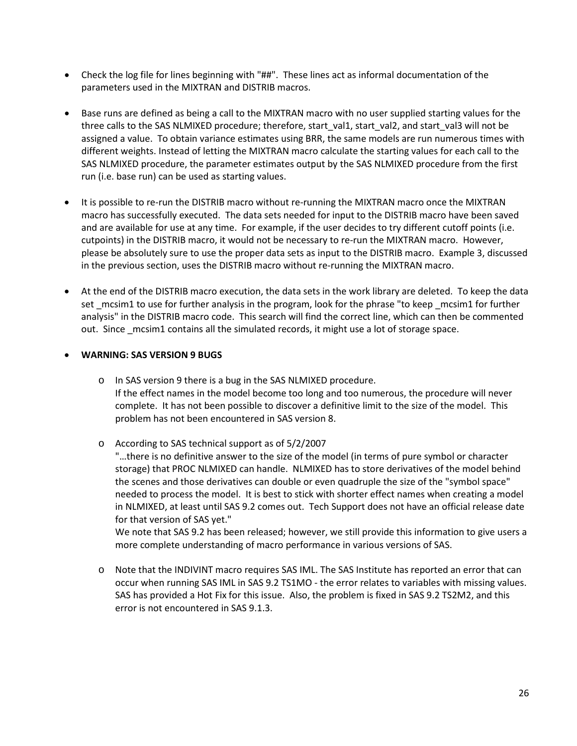- Check the log file for lines beginning with "##". These lines act as informal documentation of the parameters used in the MIXTRAN and DISTRIB macros.

- Base runs are defined as being a call to the MIXTRAN macro with no user supplied starting values for the three calls to the SAS NLMIXED procedure; therefore, start_val1, start_val2, and start_val3 will not be assigned a value. To obtain variance estimates using BRR, the same models are run numerous times with different weights. Instead of letting the MIXTRAN macro calculate the starting values for each call to the SAS NLMIXED procedure, the parameter estimates output by the SAS NLMIXED procedure from the first run (i.e. base run) can be used as starting values.

- It is possible to re-run the DISTRIB macro without re-running the MIXTRAN macro once the MIXTRAN macro has successfully executed. The data sets needed for input to the DISTRIB macro have been saved and are available for use at any time. For example, if the user decides to try different cutoff points (i.e. cutpoints) in the DISTRIB macro, it would not be necessary to re-run the MIXTRAN macro. However, please be absolutely sure to use the proper data sets as input to the DISTRIB macro. Example 3, discussed in the previous section, uses the DISTRIB macro without re-running the MIXTRAN macro.

- At the end of the DISTRIB macro execution, the data sets in the work library are deleted. To keep the data set _mcsim1 to use for further analysis in the program, look for the phrase "to keep _mcsim1 for further analysis" in the DISTRIB macro code. This search will find the correct line, which can then be commented out. Since _mcsim1 contains all the simulated records, it might use a lot of storage space.

- **WARNING: SAS VERSION 9 BUGS**

    - In SAS version 9 there is a bug in the SAS NLMIXED procedure.
      If the effect names in the model become too long and too numerous, the procedure will never complete. It has not been possible to discover a definitive limit to the size of the model. This problem has not been encountered in SAS version 8.

    - According to SAS technical support as of 5/2/2007
      "…there is no definitive answer to the size of the model (in terms of pure symbol or character storage) that PROC NLMIXED can handle. NLMIXED has to store derivatives of the model behind the scenes and those derivatives can double or even quadruple the size of the "symbol space" needed to process the model. It is best to stick with shorter effect names when creating a model in NLMIXED, at least until SAS 9.2 comes out. Tech Support does not have an official release date for that version of SAS yet."
      We note that SAS 9.2 has been released; however, we still provide this information to give users a more complete understanding of macro performance in various versions of SAS.

    - Note that the INDIVINT macro requires SAS IML. The SAS Institute has reported an error that can occur when running SAS IML in SAS 9.2 TS1MO - the error relates to variables with missing values. SAS has provided a Hot Fix for this issue. Also, the problem is fixed in SAS 9.2 TS2M2, and this error is not encountered in SAS 9.1.3.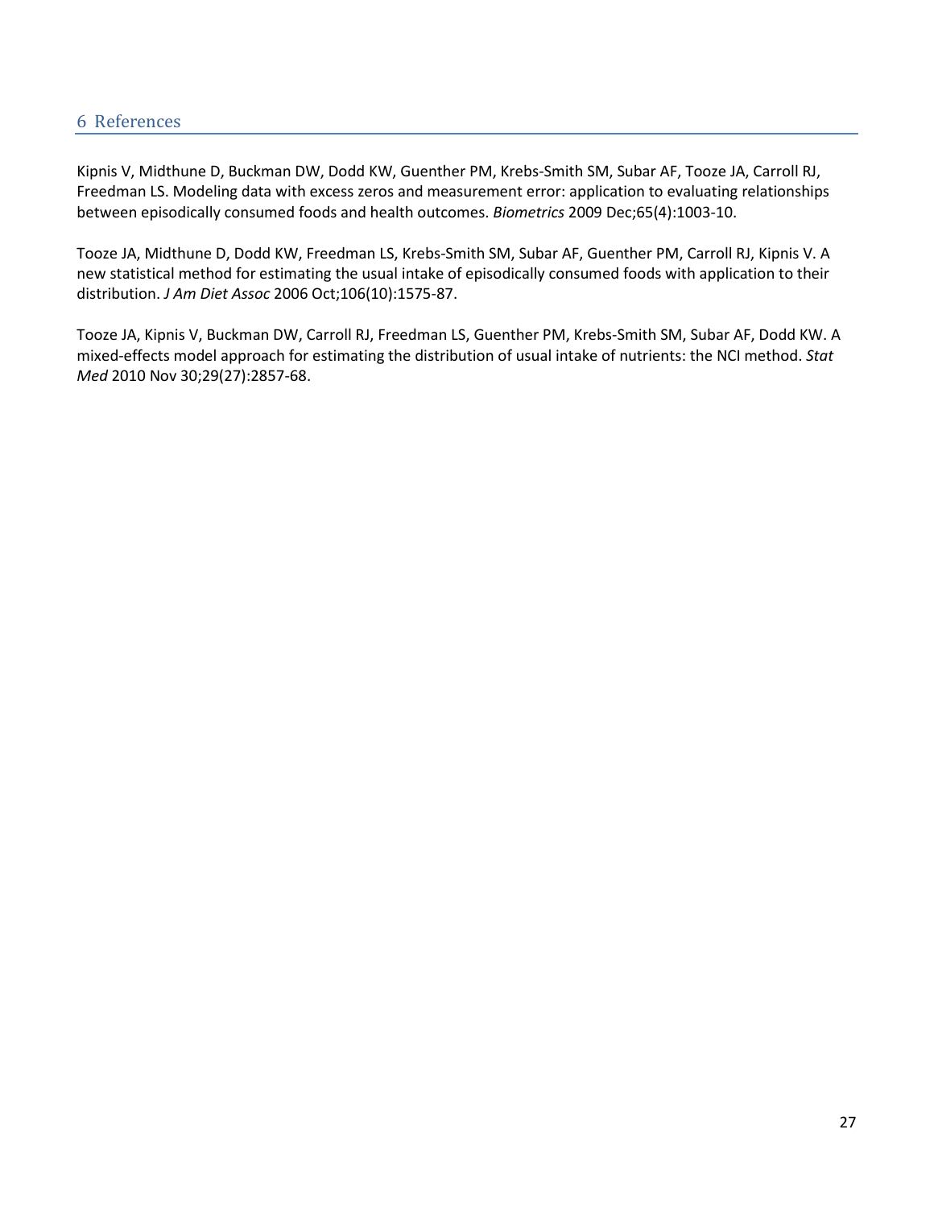## 6 References

Kipnis V, Midthune D, Buckman DW, Dodd KW, Guenther PM, Krebs-Smith SM, Subar AF, Tooze JA, Carroll RJ, Freedman LS. Modeling data with excess zeros and measurement error: application to evaluating relationships between episodically consumed foods and health outcomes. *Biometrics* 2009 Dec;65(4):1003-10.

Tooze JA, Midthune D, Dodd KW, Freedman LS, Krebs-Smith SM, Subar AF, Guenther PM, Carroll RJ, Kipnis V. A new statistical method for estimating the usual intake of episodically consumed foods with application to their distribution. *J Am Diet Assoc* 2006 Oct;106(10):1575-87.

Tooze JA, Kipnis V, Buckman DW, Carroll RJ, Freedman LS, Guenther PM, Krebs-Smith SM, Subar AF, Dodd KW. A mixed-effects model approach for estimating the distribution of usual intake of nutrients: the NCI method. *Stat Med* 2010 Nov 30;29(27):2857-68.